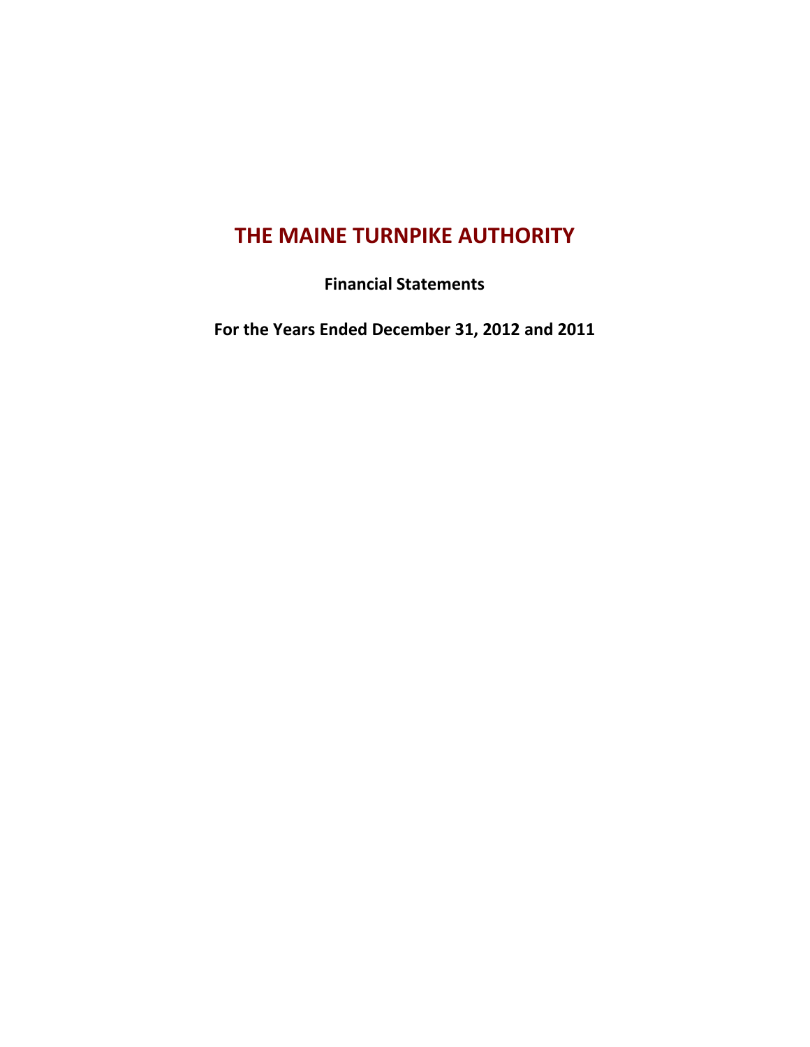# THE MAINE TURNPIKE AUTHORITY

**Financial Statements**

**For the Years Ended December 31, 2012 and 2011**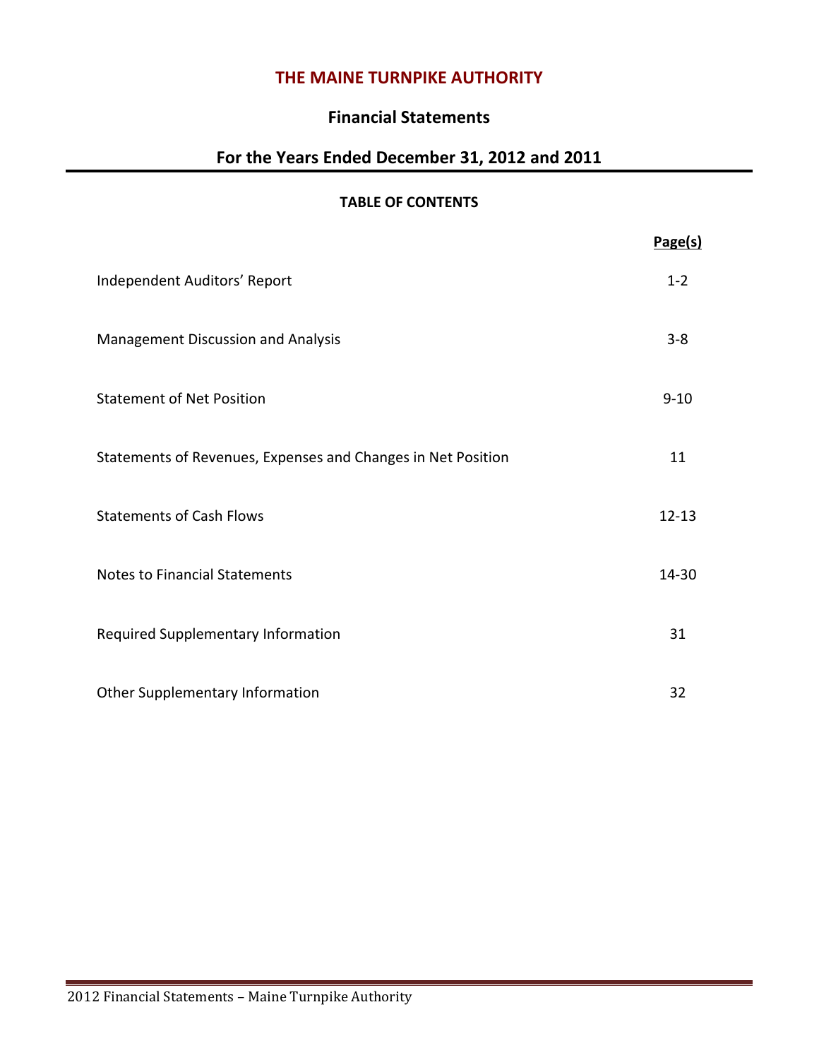# THE MAINE TURNPIKE AUTHORITY

## Financial Statements

## For the Years Ended December 31, 2012 and 2011

### TABLE OF CONTENTS

| | Page(s) |
|---|---|
| Independent Auditors' Report | 1-2 |
| Management Discussion and Analysis | 3-8 |
| Statement of Net Position | 9-10 |
| Statements of Revenues, Expenses and Changes in Net Position | 11 |
| Statements of Cash Flows | 12-13 |
| Notes to Financial Statements | 14-30 |
| Required Supplementary Information | 31 |
| Other Supplementary Information | 32 |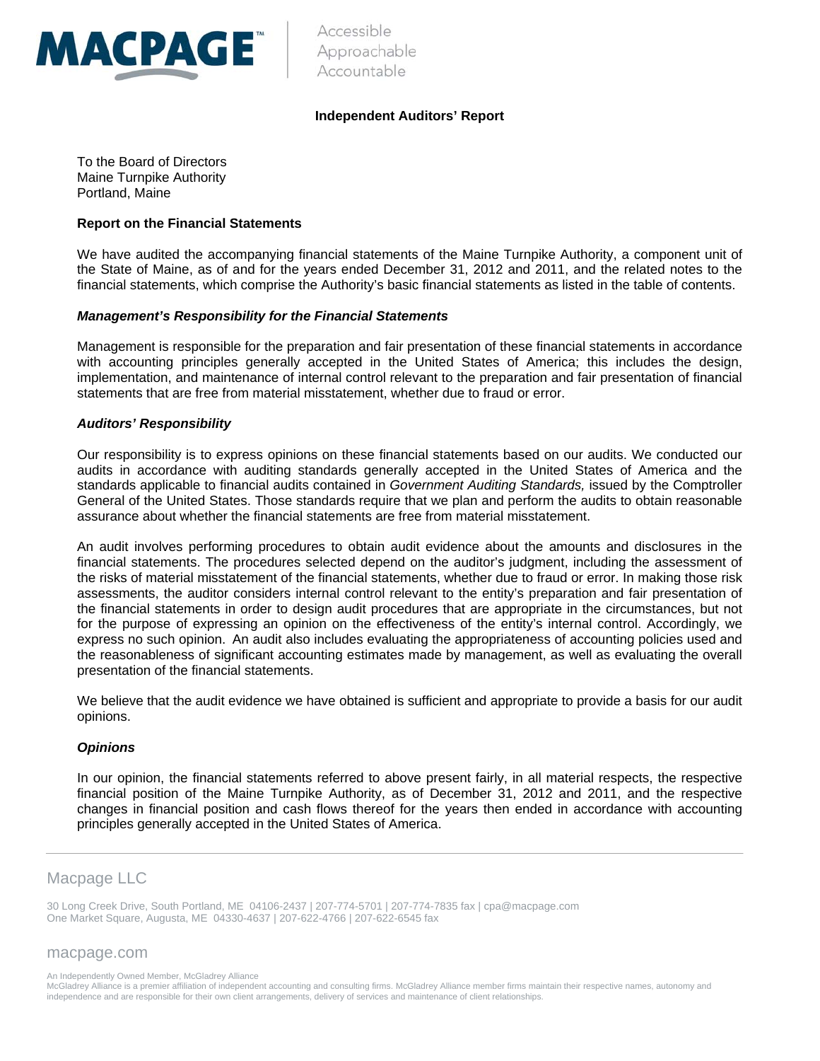MACPAGE™

Accessible
Approachable
Accountable

## Independent Auditors' Report

To the Board of Directors
Maine Turnpike Authority
Portland, Maine

### Report on the Financial Statements

We have audited the accompanying financial statements of the Maine Turnpike Authority, a component unit of the State of Maine, as of and for the years ended December 31, 2012 and 2011, and the related notes to the financial statements, which comprise the Authority's basic financial statements as listed in the table of contents.

#### *Management's Responsibility for the Financial Statements*

Management is responsible for the preparation and fair presentation of these financial statements in accordance with accounting principles generally accepted in the United States of America; this includes the design, implementation, and maintenance of internal control relevant to the preparation and fair presentation of financial statements that are free from material misstatement, whether due to fraud or error.

#### *Auditors' Responsibility*

Our responsibility is to express opinions on these financial statements based on our audits. We conducted our audits in accordance with auditing standards generally accepted in the United States of America and the standards applicable to financial audits contained in *Government Auditing Standards,* issued by the Comptroller General of the United States. Those standards require that we plan and perform the audits to obtain reasonable assurance about whether the financial statements are free from material misstatement.

An audit involves performing procedures to obtain audit evidence about the amounts and disclosures in the financial statements. The procedures selected depend on the auditor's judgment, including the assessment of the risks of material misstatement of the financial statements, whether due to fraud or error. In making those risk assessments, the auditor considers internal control relevant to the entity's preparation and fair presentation of the financial statements in order to design audit procedures that are appropriate in the circumstances, but not for the purpose of expressing an opinion on the effectiveness of the entity's internal control. Accordingly, we express no such opinion. An audit also includes evaluating the appropriateness of accounting policies used and the reasonableness of significant accounting estimates made by management, as well as evaluating the overall presentation of the financial statements.

We believe that the audit evidence we have obtained is sufficient and appropriate to provide a basis for our audit opinions.

#### *Opinions*

In our opinion, the financial statements referred to above present fairly, in all material respects, the respective financial position of the Maine Turnpike Authority, as of December 31, 2012 and 2011, and the respective changes in financial position and cash flows thereof for the years then ended in accordance with accounting principles generally accepted in the United States of America.

Macpage LLC

30 Long Creek Drive, South Portland, ME 04106-2437 | 207-774-5701 | 207-774-7835 fax | cpa@macpage.com
One Market Square, Augusta, ME 04330-4637 | 207-622-4766 | 207-622-6545 fax

macpage.com

An Independently Owned Member, McGladrey Alliance
McGladrey Alliance is a premier affiliation of independent accounting and consulting firms. McGladrey Alliance member firms maintain their respective names, autonomy and independence and are responsible for their own client arrangements, delivery of services and maintenance of client relationships.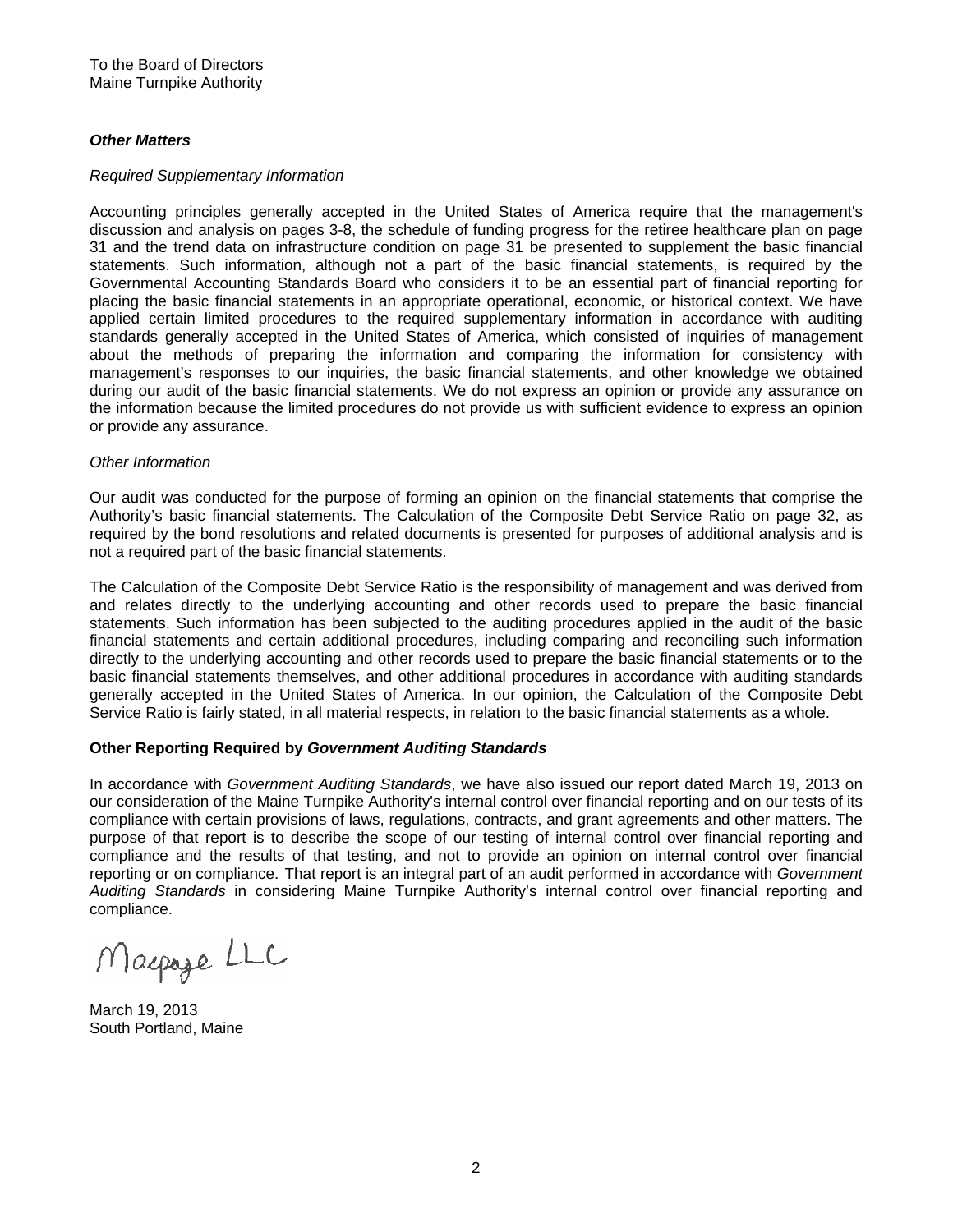To the Board of Directors
Maine Turnpike Authority

***Other Matters***

*Required Supplementary Information*

Accounting principles generally accepted in the United States of America require that the management's discussion and analysis on pages 3-8, the schedule of funding progress for the retiree healthcare plan on page 31 and the trend data on infrastructure condition on page 31 be presented to supplement the basic financial statements. Such information, although not a part of the basic financial statements, is required by the Governmental Accounting Standards Board who considers it to be an essential part of financial reporting for placing the basic financial statements in an appropriate operational, economic, or historical context. We have applied certain limited procedures to the required supplementary information in accordance with auditing standards generally accepted in the United States of America, which consisted of inquiries of management about the methods of preparing the information and comparing the information for consistency with management's responses to our inquiries, the basic financial statements, and other knowledge we obtained during our audit of the basic financial statements. We do not express an opinion or provide any assurance on the information because the limited procedures do not provide us with sufficient evidence to express an opinion or provide any assurance.

*Other Information*

Our audit was conducted for the purpose of forming an opinion on the financial statements that comprise the Authority's basic financial statements. The Calculation of the Composite Debt Service Ratio on page 32, as required by the bond resolutions and related documents is presented for purposes of additional analysis and is not a required part of the basic financial statements.

The Calculation of the Composite Debt Service Ratio is the responsibility of management and was derived from and relates directly to the underlying accounting and other records used to prepare the basic financial statements. Such information has been subjected to the auditing procedures applied in the audit of the basic financial statements and certain additional procedures, including comparing and reconciling such information directly to the underlying accounting and other records used to prepare the basic financial statements or to the basic financial statements themselves, and other additional procedures in accordance with auditing standards generally accepted in the United States of America. In our opinion, the Calculation of the Composite Debt Service Ratio is fairly stated, in all material respects, in relation to the basic financial statements as a whole.

**Other Reporting Required by *Government Auditing Standards***

In accordance with *Government Auditing Standards*, we have also issued our report dated March 19, 2013 on our consideration of the Maine Turnpike Authority's internal control over financial reporting and on our tests of its compliance with certain provisions of laws, regulations, contracts, and grant agreements and other matters. The purpose of that report is to describe the scope of our testing of internal control over financial reporting and compliance and the results of that testing, and not to provide an opinion on internal control over financial reporting or on compliance. That report is an integral part of an audit performed in accordance with *Government Auditing Standards* in considering Maine Turnpike Authority's internal control over financial reporting and compliance.

Macpage LLC

March 19, 2013
South Portland, Maine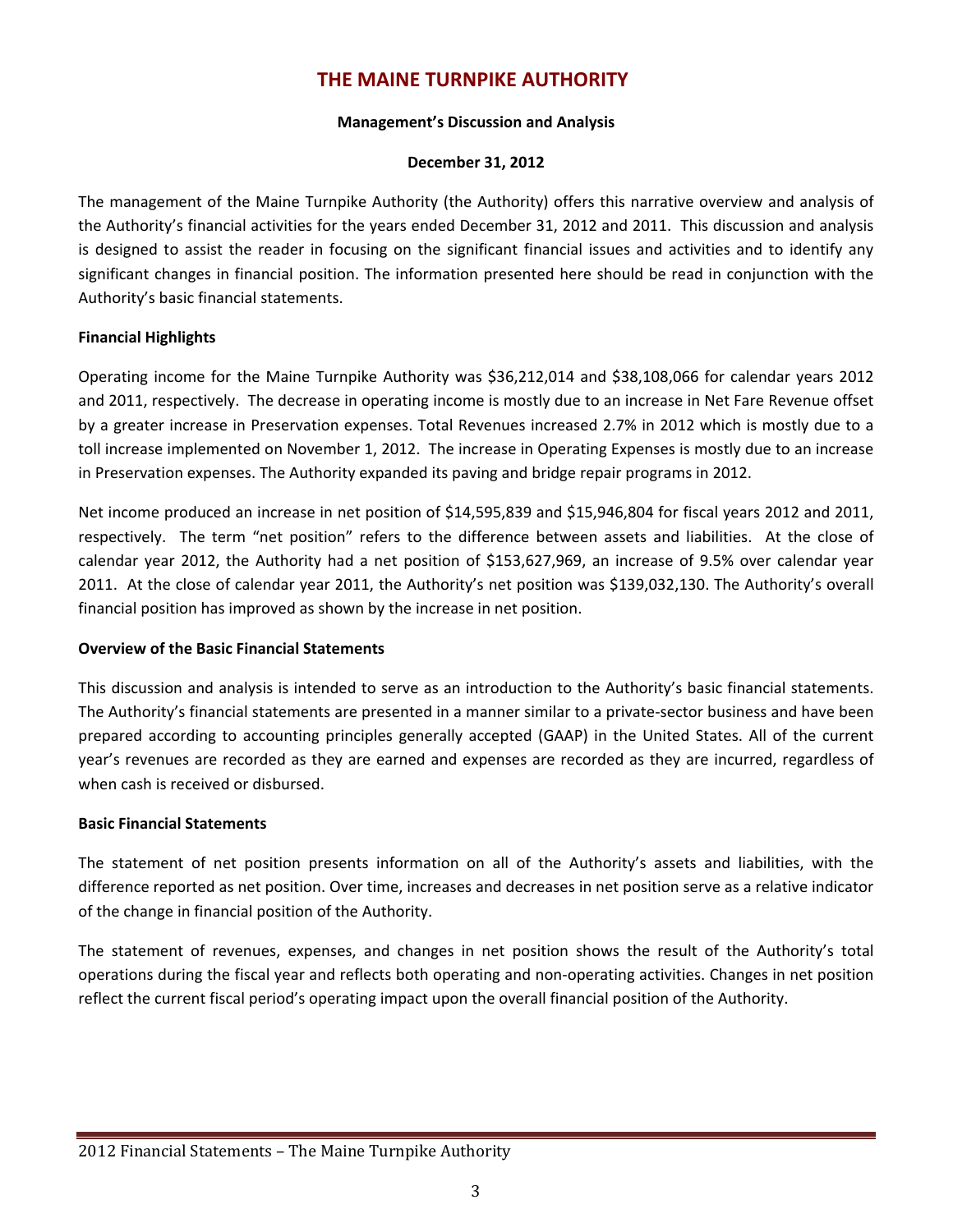# THE MAINE TURNPIKE AUTHORITY

**Management's Discussion and Analysis**

**December 31, 2012**

The management of the Maine Turnpike Authority (the Authority) offers this narrative overview and analysis of the Authority's financial activities for the years ended December 31, 2012 and 2011. This discussion and analysis is designed to assist the reader in focusing on the significant financial issues and activities and to identify any significant changes in financial position. The information presented here should be read in conjunction with the Authority's basic financial statements.

**Financial Highlights**

Operating income for the Maine Turnpike Authority was $36,212,014 and $38,108,066 for calendar years 2012 and 2011, respectively. The decrease in operating income is mostly due to an increase in Net Fare Revenue offset by a greater increase in Preservation expenses. Total Revenues increased 2.7% in 2012 which is mostly due to a toll increase implemented on November 1, 2012. The increase in Operating Expenses is mostly due to an increase in Preservation expenses. The Authority expanded its paving and bridge repair programs in 2012.

Net income produced an increase in net position of $14,595,839 and $15,946,804 for fiscal years 2012 and 2011, respectively. The term "net position" refers to the difference between assets and liabilities. At the close of calendar year 2012, the Authority had a net position of $153,627,969, an increase of 9.5% over calendar year 2011. At the close of calendar year 2011, the Authority's net position was $139,032,130. The Authority's overall financial position has improved as shown by the increase in net position.

**Overview of the Basic Financial Statements**

This discussion and analysis is intended to serve as an introduction to the Authority's basic financial statements. The Authority's financial statements are presented in a manner similar to a private-sector business and have been prepared according to accounting principles generally accepted (GAAP) in the United States. All of the current year's revenues are recorded as they are earned and expenses are recorded as they are incurred, regardless of when cash is received or disbursed.

**Basic Financial Statements**

The statement of net position presents information on all of the Authority's assets and liabilities, with the difference reported as net position. Over time, increases and decreases in net position serve as a relative indicator of the change in financial position of the Authority.

The statement of revenues, expenses, and changes in net position shows the result of the Authority's total operations during the fiscal year and reflects both operating and non-operating activities. Changes in net position reflect the current fiscal period's operating impact upon the overall financial position of the Authority.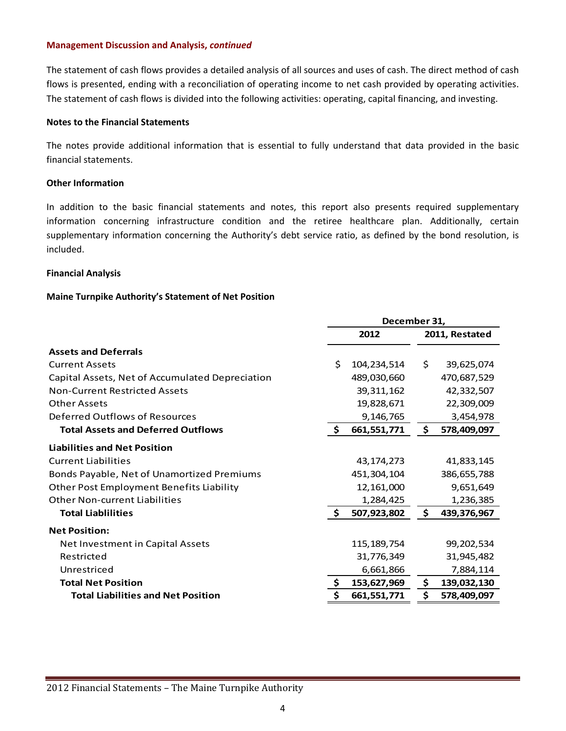**Management Discussion and Analysis, *continued***

The statement of cash flows provides a detailed analysis of all sources and uses of cash. The direct method of cash flows is presented, ending with a reconciliation of operating income to net cash provided by operating activities. The statement of cash flows is divided into the following activities: operating, capital financing, and investing.

### Notes to the Financial Statements

The notes provide additional information that is essential to fully understand that data provided in the basic financial statements.

### Other Information

In addition to the basic financial statements and notes, this report also presents required supplementary information concerning infrastructure condition and the retiree healthcare plan. Additionally, certain supplementary information concerning the Authority's debt service ratio, as defined by the bond resolution, is included.

### Financial Analysis

**Maine Turnpike Authority's Statement of Net Position**

| | December 31, 2012 | December 31, 2011, Restated |
|---|---|---|
| **Assets and Deferrals** | | |
| Current Assets | $ 104,234,514 | $ 39,625,074 |
| Capital Assets, Net of Accumulated Depreciation | 489,030,660 | 470,687,529 |
| Non-Current Restricted Assets | 39,311,162 | 42,332,507 |
| Other Assets | 19,828,671 | 22,309,009 |
| Deferred Outflows of Resources | 9,146,765 | 3,454,978 |
| **Total Assets and Deferred Outflows** | **$ 661,551,771** | **$ 578,409,097** |
| **Liabilities and Net Position** | | |
| Current Liabilities | 43,174,273 | 41,833,145 |
| Bonds Payable, Net of Unamortized Premiums | 451,304,104 | 386,655,788 |
| Other Post Employment Benefits Liability | 12,161,000 | 9,651,649 |
| Other Non-current Liabilities | 1,284,425 | 1,236,385 |
| **Total Liablilities** | **$ 507,923,802** | **$ 439,376,967** |
| **Net Position:** | | |
| Net Investment in Capital Assets | 115,189,754 | 99,202,534 |
| Restricted | 31,776,349 | 31,945,482 |
| Unrestriced | 6,661,866 | 7,884,114 |
| **Total Net Position** | **$ 153,627,969** | **$ 139,032,130** |
| **Total Liabilities and Net Position** | **$ 661,551,771** | **$ 578,409,097** |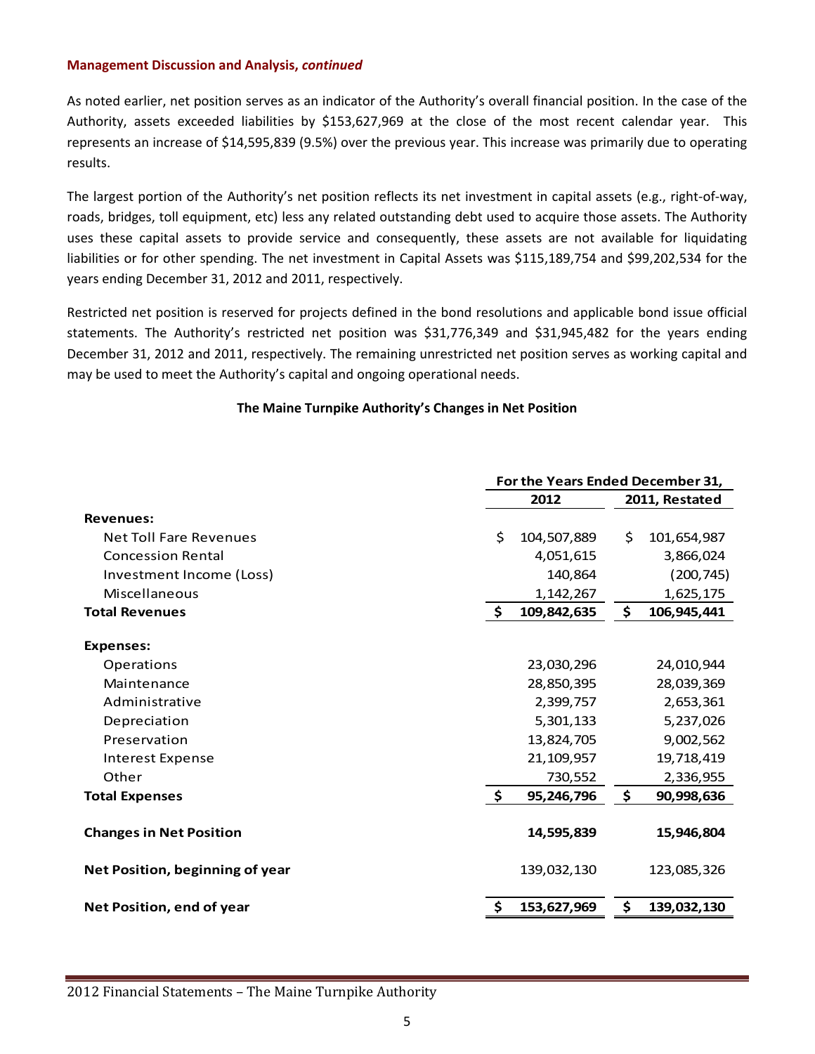**Management Discussion and Analysis, *continued***

As noted earlier, net position serves as an indicator of the Authority's overall financial position. In the case of the Authority, assets exceeded liabilities by $153,627,969 at the close of the most recent calendar year. This represents an increase of $14,595,839 (9.5%) over the previous year. This increase was primarily due to operating results.

The largest portion of the Authority's net position reflects its net investment in capital assets (e.g., right-of-way, roads, bridges, toll equipment, etc) less any related outstanding debt used to acquire those assets. The Authority uses these capital assets to provide service and consequently, these assets are not available for liquidating liabilities or for other spending. The net investment in Capital Assets was $115,189,754 and $99,202,534 for the years ending December 31, 2012 and 2011, respectively.

Restricted net position is reserved for projects defined in the bond resolutions and applicable bond issue official statements. The Authority's restricted net position was $31,776,349 and $31,945,482 for the years ending December 31, 2012 and 2011, respectively. The remaining unrestricted net position serves as working capital and may be used to meet the Authority's capital and ongoing operational needs.

**The Maine Turnpike Authority's Changes in Net Position**

| | For the Years Ended December 31, | |
|---|---|---|
| | **2012** | **2011, Restated** |
| **Revenues:** | | |
| Net Toll Fare Revenues | $ 104,507,889 | $ 101,654,987 |
| Concession Rental | 4,051,615 | 3,866,024 |
| Investment Income (Loss) | 140,864 | (200,745) |
| Miscellaneous | 1,142,267 | 1,625,175 |
| **Total Revenues** | **$ 109,842,635** | **$ 106,945,441** |
| **Expenses:** | | |
| Operations | 23,030,296 | 24,010,944 |
| Maintenance | 28,850,395 | 28,039,369 |
| Administrative | 2,399,757 | 2,653,361 |
| Depreciation | 5,301,133 | 5,237,026 |
| Preservation | 13,824,705 | 9,002,562 |
| Interest Expense | 21,109,957 | 19,718,419 |
| Other | 730,552 | 2,336,955 |
| **Total Expenses** | **$ 95,246,796** | **$ 90,998,636** |
| **Changes in Net Position** | **14,595,839** | **15,946,804** |
| **Net Position, beginning of year** | 139,032,130 | 123,085,326 |
| **Net Position, end of year** | **$ 153,627,969** | **$ 139,032,130** |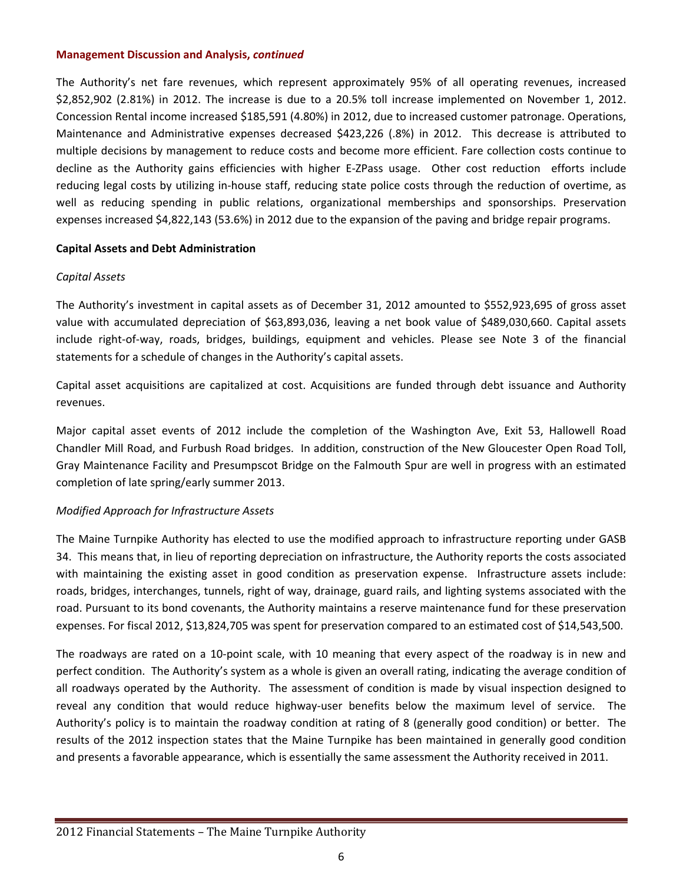**Management Discussion and Analysis, *continued***

The Authority's net fare revenues, which represent approximately 95% of all operating revenues, increased $2,852,902 (2.81%) in 2012. The increase is due to a 20.5% toll increase implemented on November 1, 2012. Concession Rental income increased $185,591 (4.80%) in 2012, due to increased customer patronage. Operations, Maintenance and Administrative expenses decreased $423,226 (.8%) in 2012. This decrease is attributed to multiple decisions by management to reduce costs and become more efficient. Fare collection costs continue to decline as the Authority gains efficiencies with higher E-ZPass usage. Other cost reduction efforts include reducing legal costs by utilizing in-house staff, reducing state police costs through the reduction of overtime, as well as reducing spending in public relations, organizational memberships and sponsorships. Preservation expenses increased $4,822,143 (53.6%) in 2012 due to the expansion of the paving and bridge repair programs.

**Capital Assets and Debt Administration**

*Capital Assets*

The Authority's investment in capital assets as of December 31, 2012 amounted to $552,923,695 of gross asset value with accumulated depreciation of $63,893,036, leaving a net book value of $489,030,660. Capital assets include right-of-way, roads, bridges, buildings, equipment and vehicles. Please see Note 3 of the financial statements for a schedule of changes in the Authority's capital assets.

Capital asset acquisitions are capitalized at cost. Acquisitions are funded through debt issuance and Authority revenues.

Major capital asset events of 2012 include the completion of the Washington Ave, Exit 53, Hallowell Road Chandler Mill Road, and Furbush Road bridges. In addition, construction of the New Gloucester Open Road Toll, Gray Maintenance Facility and Presumpscot Bridge on the Falmouth Spur are well in progress with an estimated completion of late spring/early summer 2013.

*Modified Approach for Infrastructure Assets*

The Maine Turnpike Authority has elected to use the modified approach to infrastructure reporting under GASB 34. This means that, in lieu of reporting depreciation on infrastructure, the Authority reports the costs associated with maintaining the existing asset in good condition as preservation expense. Infrastructure assets include: roads, bridges, interchanges, tunnels, right of way, drainage, guard rails, and lighting systems associated with the road. Pursuant to its bond covenants, the Authority maintains a reserve maintenance fund for these preservation expenses. For fiscal 2012, $13,824,705 was spent for preservation compared to an estimated cost of $14,543,500.

The roadways are rated on a 10-point scale, with 10 meaning that every aspect of the roadway is in new and perfect condition. The Authority's system as a whole is given an overall rating, indicating the average condition of all roadways operated by the Authority. The assessment of condition is made by visual inspection designed to reveal any condition that would reduce highway-user benefits below the maximum level of service. The Authority's policy is to maintain the roadway condition at rating of 8 (generally good condition) or better. The results of the 2012 inspection states that the Maine Turnpike has been maintained in generally good condition and presents a favorable appearance, which is essentially the same assessment the Authority received in 2011.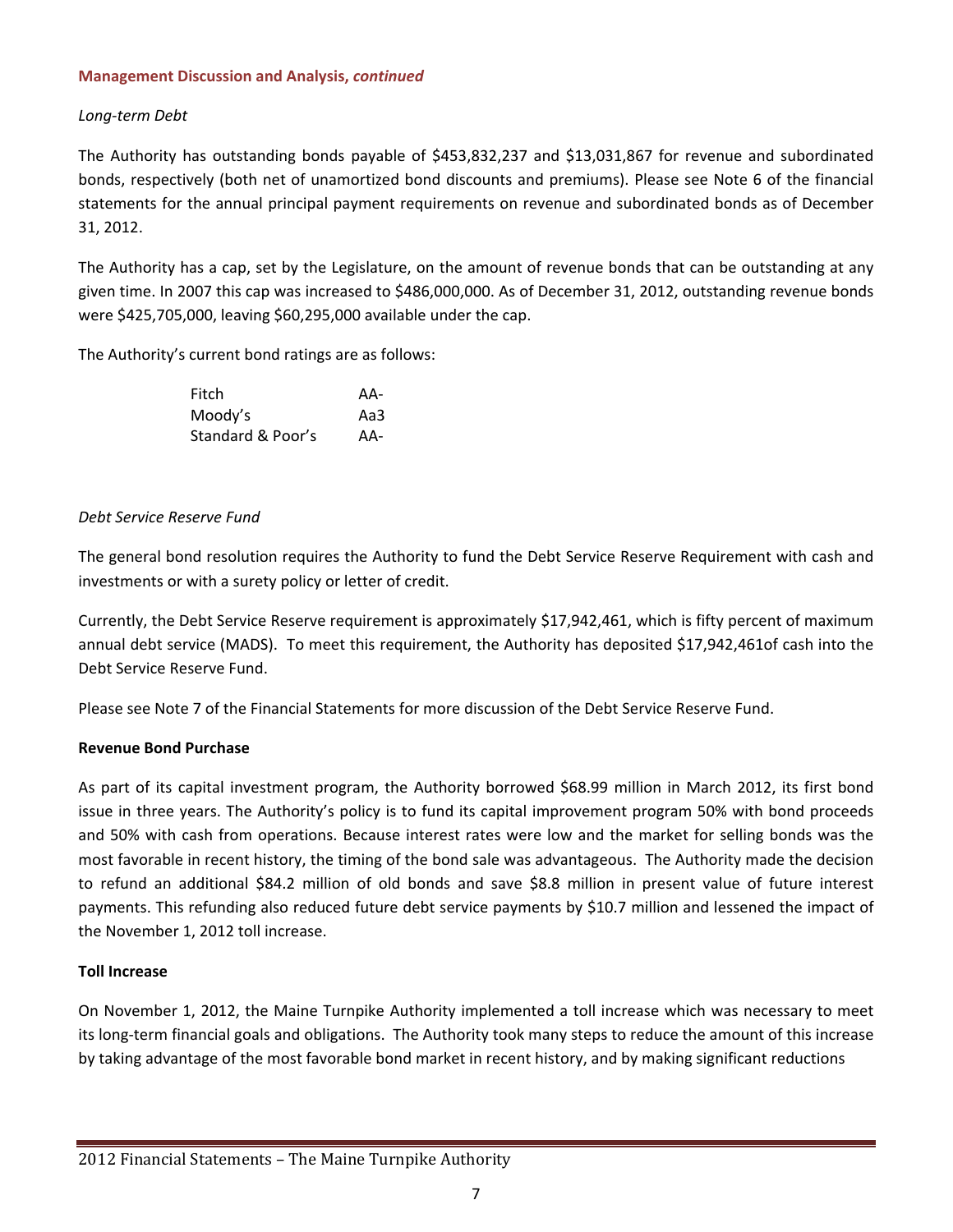**Management Discussion and Analysis, *continued***

*Long-term Debt*

The Authority has outstanding bonds payable of $453,832,237 and $13,031,867 for revenue and subordinated bonds, respectively (both net of unamortized bond discounts and premiums). Please see Note 6 of the financial statements for the annual principal payment requirements on revenue and subordinated bonds as of December 31, 2012.

The Authority has a cap, set by the Legislature, on the amount of revenue bonds that can be outstanding at any given time. In 2007 this cap was increased to $486,000,000. As of December 31, 2012, outstanding revenue bonds were $425,705,000, leaving $60,295,000 available under the cap.

The Authority's current bond ratings are as follows:

| | |
|---|---|
| Fitch | AA- |
| Moody's | Aa3 |
| Standard & Poor's | AA- |

*Debt Service Reserve Fund*

The general bond resolution requires the Authority to fund the Debt Service Reserve Requirement with cash and investments or with a surety policy or letter of credit.

Currently, the Debt Service Reserve requirement is approximately $17,942,461, which is fifty percent of maximum annual debt service (MADS). To meet this requirement, the Authority has deposited $17,942,461of cash into the Debt Service Reserve Fund.

Please see Note 7 of the Financial Statements for more discussion of the Debt Service Reserve Fund.

**Revenue Bond Purchase**

As part of its capital investment program, the Authority borrowed $68.99 million in March 2012, its first bond issue in three years. The Authority's policy is to fund its capital improvement program 50% with bond proceeds and 50% with cash from operations. Because interest rates were low and the market for selling bonds was the most favorable in recent history, the timing of the bond sale was advantageous. The Authority made the decision to refund an additional $84.2 million of old bonds and save $8.8 million in present value of future interest payments. This refunding also reduced future debt service payments by $10.7 million and lessened the impact of the November 1, 2012 toll increase.

**Toll Increase**

On November 1, 2012, the Maine Turnpike Authority implemented a toll increase which was necessary to meet its long-term financial goals and obligations. The Authority took many steps to reduce the amount of this increase by taking advantage of the most favorable bond market in recent history, and by making significant reductions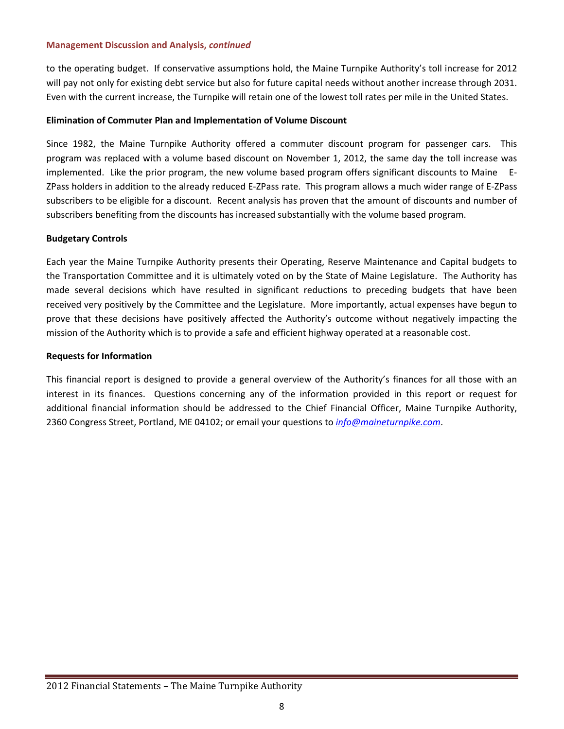**Management Discussion and Analysis, *continued***

to the operating budget. If conservative assumptions hold, the Maine Turnpike Authority's toll increase for 2012 will pay not only for existing debt service but also for future capital needs without another increase through 2031. Even with the current increase, the Turnpike will retain one of the lowest toll rates per mile in the United States.

**Elimination of Commuter Plan and Implementation of Volume Discount**

Since 1982, the Maine Turnpike Authority offered a commuter discount program for passenger cars. This program was replaced with a volume based discount on November 1, 2012, the same day the toll increase was implemented. Like the prior program, the new volume based program offers significant discounts to Maine E-ZPass holders in addition to the already reduced E-ZPass rate. This program allows a much wider range of E-ZPass subscribers to be eligible for a discount. Recent analysis has proven that the amount of discounts and number of subscribers benefiting from the discounts has increased substantially with the volume based program.

**Budgetary Controls**

Each year the Maine Turnpike Authority presents their Operating, Reserve Maintenance and Capital budgets to the Transportation Committee and it is ultimately voted on by the State of Maine Legislature. The Authority has made several decisions which have resulted in significant reductions to preceding budgets that have been received very positively by the Committee and the Legislature. More importantly, actual expenses have begun to prove that these decisions have positively affected the Authority's outcome without negatively impacting the mission of the Authority which is to provide a safe and efficient highway operated at a reasonable cost.

**Requests for Information**

This financial report is designed to provide a general overview of the Authority's finances for all those with an interest in its finances. Questions concerning any of the information provided in this report or request for additional financial information should be addressed to the Chief Financial Officer, Maine Turnpike Authority, 2360 Congress Street, Portland, ME 04102; or email your questions to *info@maineturnpike.com*.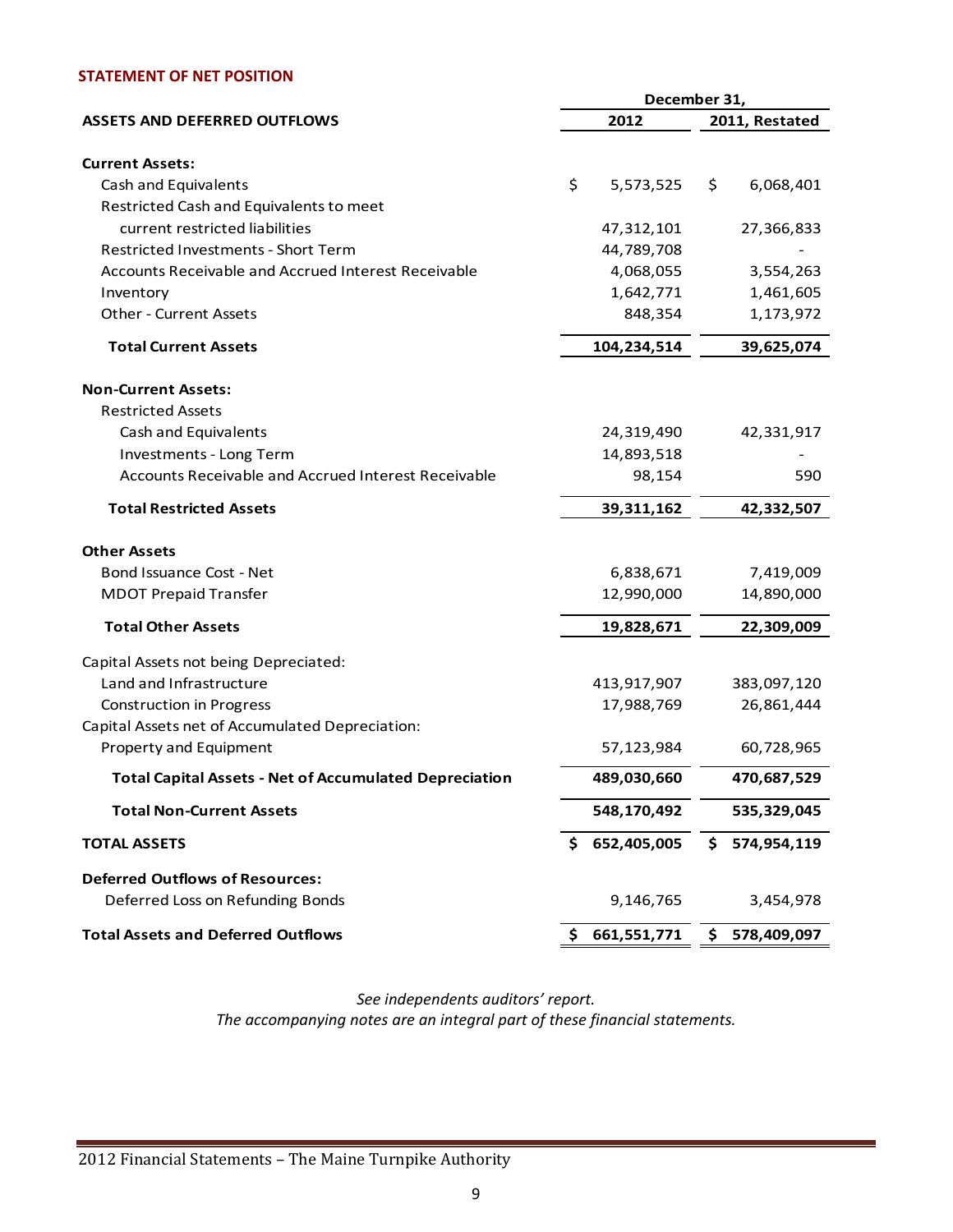## STATEMENT OF NET POSITION

| ASSETS AND DEFERRED OUTFLOWS | December 31, 2012 | December 31, 2011, Restated |
|---|---|---|
| **Current Assets:** | | |
| Cash and Equivalents | $ 5,573,525 | $ 6,068,401 |
| Restricted Cash and Equivalents to meet current restricted liabilities | 47,312,101 | 27,366,833 |
| Restricted Investments - Short Term | 44,789,708 | - |
| Accounts Receivable and Accrued Interest Receivable | 4,068,055 | 3,554,263 |
| Inventory | 1,642,771 | 1,461,605 |
| Other - Current Assets | 848,354 | 1,173,972 |
| **Total Current Assets** | **104,234,514** | **39,625,074** |
| **Non-Current Assets:** | | |
| Restricted Assets | | |
| Cash and Equivalents | 24,319,490 | 42,331,917 |
| Investments - Long Term | 14,893,518 | - |
| Accounts Receivable and Accrued Interest Receivable | 98,154 | 590 |
| **Total Restricted Assets** | **39,311,162** | **42,332,507** |
| **Other Assets** | | |
| Bond Issuance Cost - Net | 6,838,671 | 7,419,009 |
| MDOT Prepaid Transfer | 12,990,000 | 14,890,000 |
| **Total Other Assets** | **19,828,671** | **22,309,009** |
| Capital Assets not being Depreciated: | | |
| Land and Infrastructure | 413,917,907 | 383,097,120 |
| Construction in Progress | 17,988,769 | 26,861,444 |
| Capital Assets net of Accumulated Depreciation: | | |
| Property and Equipment | 57,123,984 | 60,728,965 |
| **Total Capital Assets - Net of Accumulated Depreciation** | **489,030,660** | **470,687,529** |
| **Total Non-Current Assets** | **548,170,492** | **535,329,045** |
| **TOTAL ASSETS** | **$ 652,405,005** | **$ 574,954,119** |
| **Deferred Outflows of Resources:** | | |
| Deferred Loss on Refunding Bonds | 9,146,765 | 3,454,978 |
| **Total Assets and Deferred Outflows** | **$ 661,551,771** | **$ 578,409,097** |

*See independents auditors' report.*
*The accompanying notes are an integral part of these financial statements.*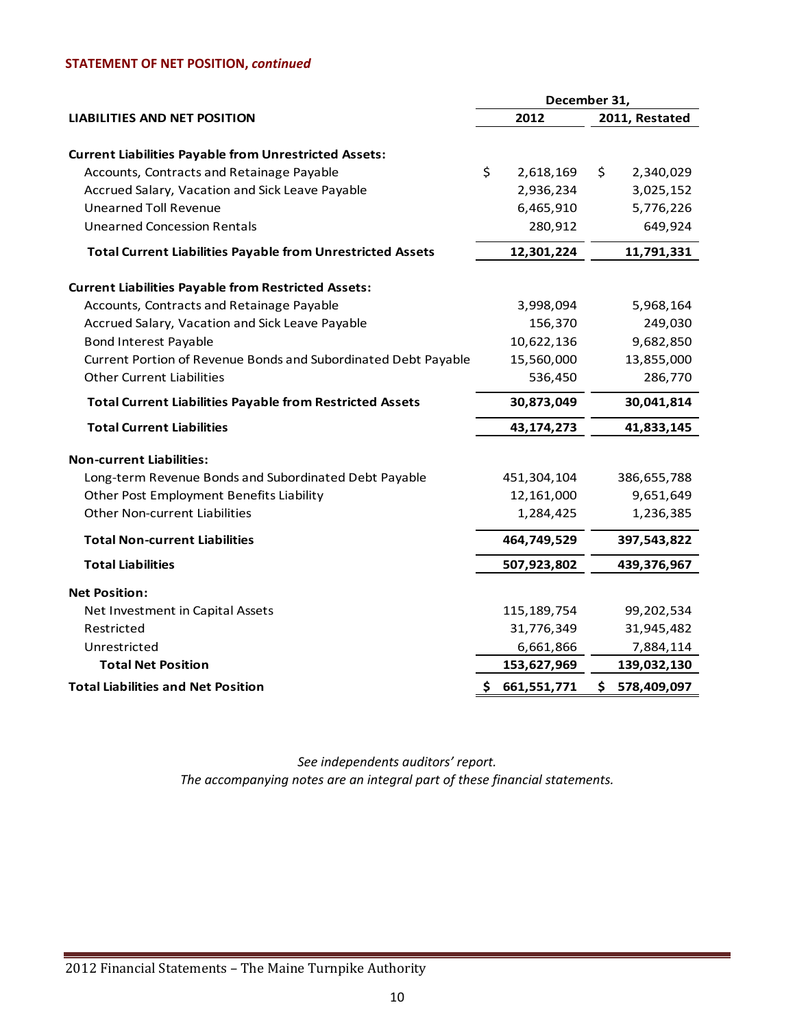**STATEMENT OF NET POSITION, *continued***

| LIABILITIES AND NET POSITION | December 31, 2012 | December 31, 2011, Restated |
|---|---|---|
| **Current Liabilities Payable from Unrestricted Assets:** | | |
| Accounts, Contracts and Retainage Payable | $ 2,618,169 | $ 2,340,029 |
| Accrued Salary, Vacation and Sick Leave Payable | 2,936,234 | 3,025,152 |
| Unearned Toll Revenue | 6,465,910 | 5,776,226 |
| Unearned Concession Rentals | 280,912 | 649,924 |
| **Total Current Liabilities Payable from Unrestricted Assets** | **12,301,224** | **11,791,331** |
| **Current Liabilities Payable from Restricted Assets:** | | |
| Accounts, Contracts and Retainage Payable | 3,998,094 | 5,968,164 |
| Accrued Salary, Vacation and Sick Leave Payable | 156,370 | 249,030 |
| Bond Interest Payable | 10,622,136 | 9,682,850 |
| Current Portion of Revenue Bonds and Subordinated Debt Payable | 15,560,000 | 13,855,000 |
| Other Current Liabilities | 536,450 | 286,770 |
| **Total Current Liabilities Payable from Restricted Assets** | **30,873,049** | **30,041,814** |
| **Total Current Liabilities** | **43,174,273** | **41,833,145** |
| **Non-current Liabilities:** | | |
| Long-term Revenue Bonds and Subordinated Debt Payable | 451,304,104 | 386,655,788 |
| Other Post Employment Benefits Liability | 12,161,000 | 9,651,649 |
| Other Non-current Liabilities | 1,284,425 | 1,236,385 |
| **Total Non-current Liabilities** | **464,749,529** | **397,543,822** |
| **Total Liabilities** | **507,923,802** | **439,376,967** |
| **Net Position:** | | |
| Net Investment in Capital Assets | 115,189,754 | 99,202,534 |
| Restricted | 31,776,349 | 31,945,482 |
| Unrestricted | 6,661,866 | 7,884,114 |
| **Total Net Position** | **153,627,969** | **139,032,130** |
| **Total Liabilities and Net Position** | **$ 661,551,771** | **$ 578,409,097** |

*See independents auditors' report.*
*The accompanying notes are an integral part of these financial statements.*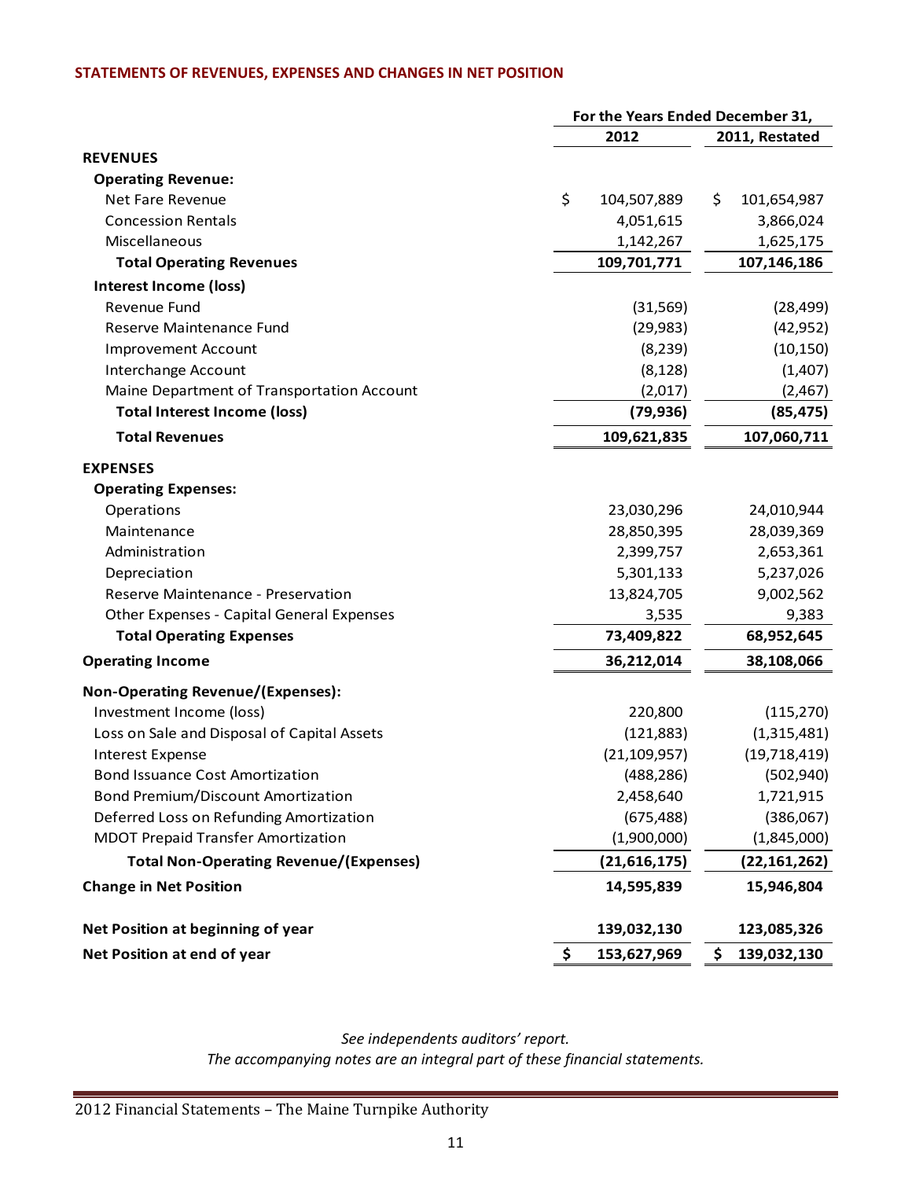## STATEMENTS OF REVENUES, EXPENSES AND CHANGES IN NET POSITION

| | For the Years Ended December 31, | |
|---|---|---|
| | 2012 | 2011, Restated |
| **REVENUES** | | |
| **Operating Revenue:** | | |
| Net Fare Revenue | $ 104,507,889 | $ 101,654,987 |
| Concession Rentals | 4,051,615 | 3,866,024 |
| Miscellaneous | 1,142,267 | 1,625,175 |
| **Total Operating Revenues** | **109,701,771** | **107,146,186** |
| **Interest Income (loss)** | | |
| Revenue Fund | (31,569) | (28,499) |
| Reserve Maintenance Fund | (29,983) | (42,952) |
| Improvement Account | (8,239) | (10,150) |
| Interchange Account | (8,128) | (1,407) |
| Maine Department of Transportation Account | (2,017) | (2,467) |
| **Total Interest Income (loss)** | **(79,936)** | **(85,475)** |
| **Total Revenues** | **109,621,835** | **107,060,711** |
| **EXPENSES** | | |
| **Operating Expenses:** | | |
| Operations | 23,030,296 | 24,010,944 |
| Maintenance | 28,850,395 | 28,039,369 |
| Administration | 2,399,757 | 2,653,361 |
| Depreciation | 5,301,133 | 5,237,026 |
| Reserve Maintenance - Preservation | 13,824,705 | 9,002,562 |
| Other Expenses - Capital General Expenses | 3,535 | 9,383 |
| **Total Operating Expenses** | **73,409,822** | **68,952,645** |
| **Operating Income** | **36,212,014** | **38,108,066** |
| **Non-Operating Revenue/(Expenses):** | | |
| Investment Income (loss) | 220,800 | (115,270) |
| Loss on Sale and Disposal of Capital Assets | (121,883) | (1,315,481) |
| Interest Expense | (21,109,957) | (19,718,419) |
| Bond Issuance Cost Amortization | (488,286) | (502,940) |
| Bond Premium/Discount Amortization | 2,458,640 | 1,721,915 |
| Deferred Loss on Refunding Amortization | (675,488) | (386,067) |
| MDOT Prepaid Transfer Amortization | (1,900,000) | (1,845,000) |
| **Total Non-Operating Revenue/(Expenses)** | **(21,616,175)** | **(22,161,262)** |
| **Change in Net Position** | **14,595,839** | **15,946,804** |
| **Net Position at beginning of year** | **139,032,130** | **123,085,326** |
| **Net Position at end of year** | **$ 153,627,969** | **$ 139,032,130** |

*See independents auditors' report.*
*The accompanying notes are an integral part of these financial statements.*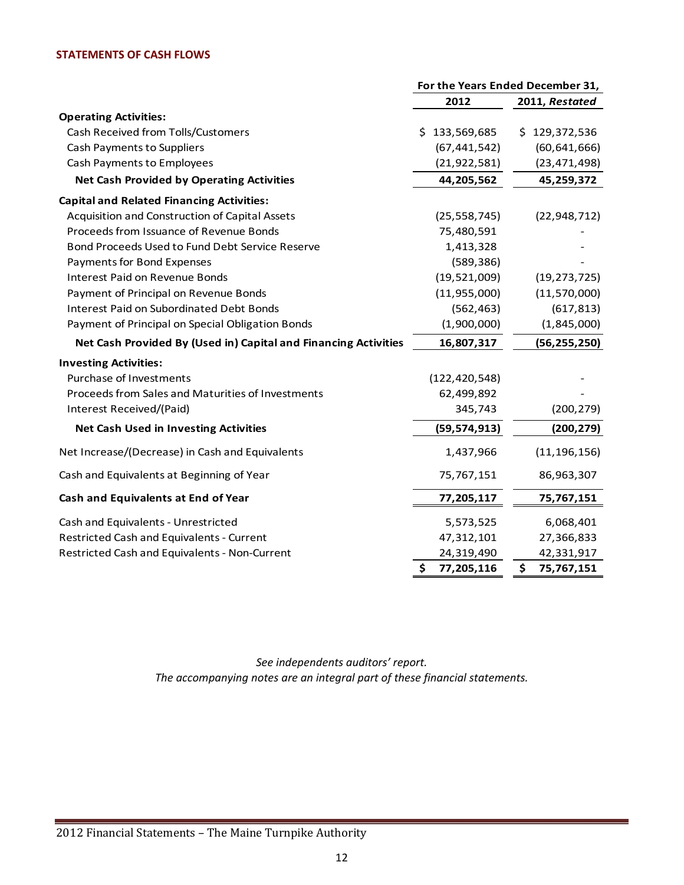## STATEMENTS OF CASH FLOWS

| | For the Years Ended December 31, | |
|---|---|---|
| | 2012 | 2011, *Restated* |
| **Operating Activities:** | | |
| Cash Received from Tolls/Customers | $ 133,569,685 | $ 129,372,536 |
| Cash Payments to Suppliers | (67,441,542) | (60,641,666) |
| Cash Payments to Employees | (21,922,581) | (23,471,498) |
| **Net Cash Provided by Operating Activities** | **44,205,562** | **45,259,372** |
| **Capital and Related Financing Activities:** | | |
| Acquisition and Construction of Capital Assets | (25,558,745) | (22,948,712) |
| Proceeds from Issuance of Revenue Bonds | 75,480,591 | - |
| Bond Proceeds Used to Fund Debt Service Reserve | 1,413,328 | - |
| Payments for Bond Expenses | (589,386) | - |
| Interest Paid on Revenue Bonds | (19,521,009) | (19,273,725) |
| Payment of Principal on Revenue Bonds | (11,955,000) | (11,570,000) |
| Interest Paid on Subordinated Debt Bonds | (562,463) | (617,813) |
| Payment of Principal on Special Obligation Bonds | (1,900,000) | (1,845,000) |
| **Net Cash Provided By (Used in) Capital and Financing Activities** | **16,807,317** | **(56,255,250)** |
| **Investing Activities:** | | |
| Purchase of Investments | (122,420,548) | - |
| Proceeds from Sales and Maturities of Investments | 62,499,892 | - |
| Interest Received/(Paid) | 345,743 | (200,279) |
| **Net Cash Used in Investing Activities** | **(59,574,913)** | **(200,279)** |
| Net Increase/(Decrease) in Cash and Equivalents | 1,437,966 | (11,196,156) |
| Cash and Equivalents at Beginning of Year | 75,767,151 | 86,963,307 |
| **Cash and Equivalents at End of Year** | **77,205,117** | **75,767,151** |
| Cash and Equivalents - Unrestricted | 5,573,525 | 6,068,401 |
| Restricted Cash and Equivalents - Current | 47,312,101 | 27,366,833 |
| Restricted Cash and Equivalents - Non-Current | 24,319,490 | 42,331,917 |
| | **$ 77,205,116** | **$ 75,767,151** |

*See independents auditors' report.*
*The accompanying notes are an integral part of these financial statements.*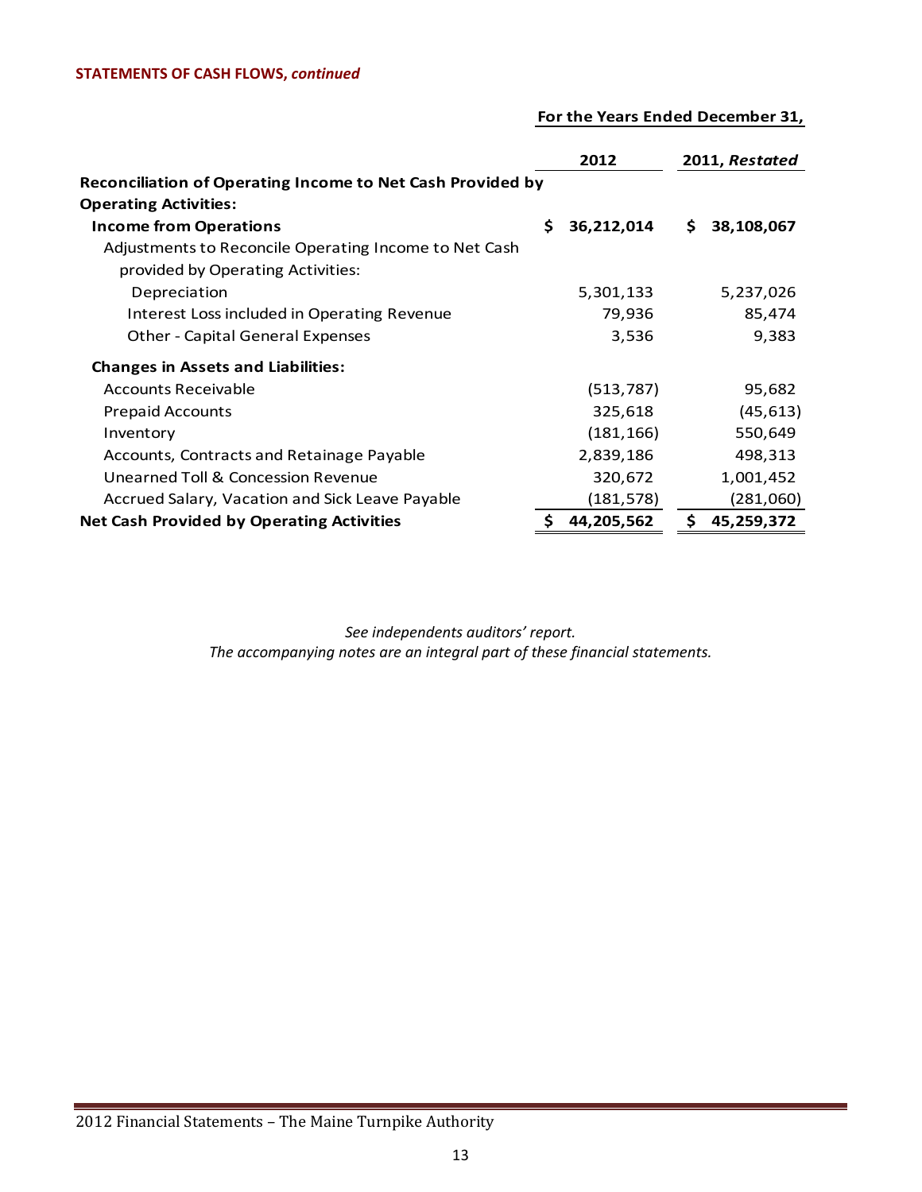**STATEMENTS OF CASH FLOWS, *continued***

| | For the Years Ended December 31, | |
|---|---|---|
| | 2012 | 2011, *Restated* |
| **Reconciliation of Operating Income to Net Cash Provided by Operating Activities:** | | |
| **Income from Operations** | **$ 36,212,014** | **$ 38,108,067** |
| Adjustments to Reconcile Operating Income to Net Cash provided by Operating Activities: | | |
| Depreciation | 5,301,133 | 5,237,026 |
| Interest Loss included in Operating Revenue | 79,936 | 85,474 |
| Other - Capital General Expenses | 3,536 | 9,383 |
| **Changes in Assets and Liabilities:** | | |
| Accounts Receivable | (513,787) | 95,682 |
| Prepaid Accounts | 325,618 | (45,613) |
| Inventory | (181,166) | 550,649 |
| Accounts, Contracts and Retainage Payable | 2,839,186 | 498,313 |
| Unearned Toll & Concession Revenue | 320,672 | 1,001,452 |
| Accrued Salary, Vacation and Sick Leave Payable | (181,578) | (281,060) |
| **Net Cash Provided by Operating Activities** | **$ 44,205,562** | **$ 45,259,372** |

*See independents auditors' report.*
*The accompanying notes are an integral part of these financial statements.*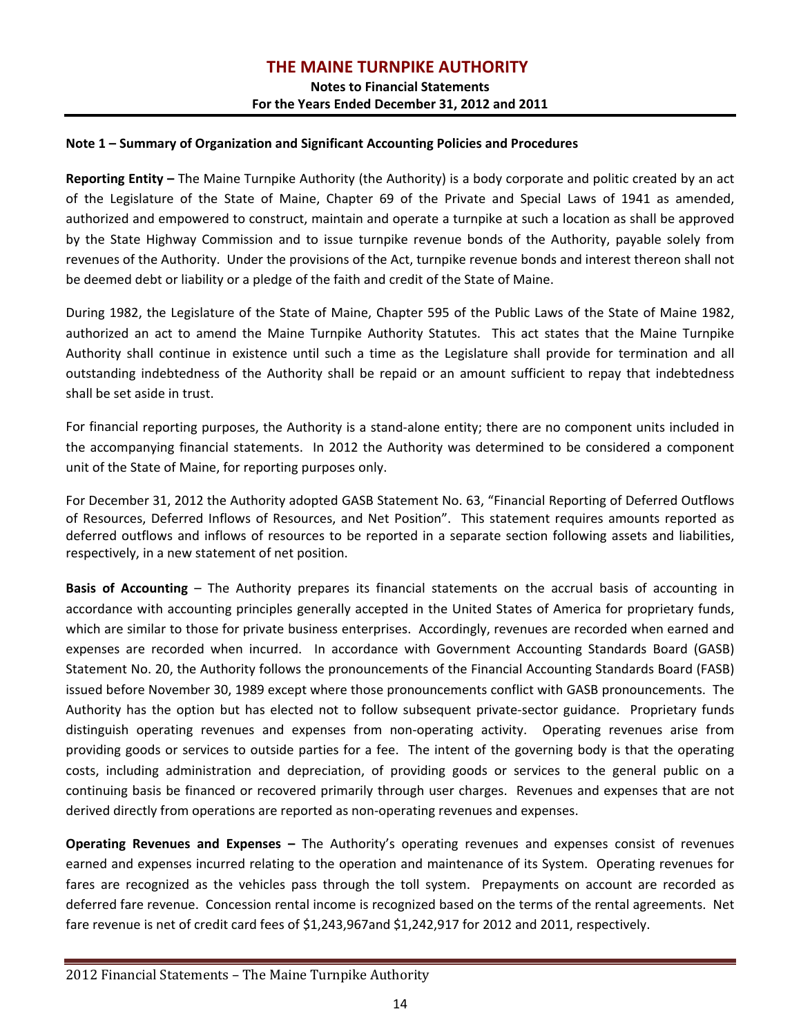# THE MAINE TURNPIKE AUTHORITY

**Notes to Financial Statements**
**For the Years Ended December 31, 2012 and 2011**

**Note 1 – Summary of Organization and Significant Accounting Policies and Procedures**

**Reporting Entity –** The Maine Turnpike Authority (the Authority) is a body corporate and politic created by an act of the Legislature of the State of Maine, Chapter 69 of the Private and Special Laws of 1941 as amended, authorized and empowered to construct, maintain and operate a turnpike at such a location as shall be approved by the State Highway Commission and to issue turnpike revenue bonds of the Authority, payable solely from revenues of the Authority. Under the provisions of the Act, turnpike revenue bonds and interest thereon shall not be deemed debt or liability or a pledge of the faith and credit of the State of Maine.

During 1982, the Legislature of the State of Maine, Chapter 595 of the Public Laws of the State of Maine 1982, authorized an act to amend the Maine Turnpike Authority Statutes. This act states that the Maine Turnpike Authority shall continue in existence until such a time as the Legislature shall provide for termination and all outstanding indebtedness of the Authority shall be repaid or an amount sufficient to repay that indebtedness shall be set aside in trust.

For financial reporting purposes, the Authority is a stand-alone entity; there are no component units included in the accompanying financial statements. In 2012 the Authority was determined to be considered a component unit of the State of Maine, for reporting purposes only.

For December 31, 2012 the Authority adopted GASB Statement No. 63, "Financial Reporting of Deferred Outflows of Resources, Deferred Inflows of Resources, and Net Position". This statement requires amounts reported as deferred outflows and inflows of resources to be reported in a separate section following assets and liabilities, respectively, in a new statement of net position.

**Basis of Accounting** – The Authority prepares its financial statements on the accrual basis of accounting in accordance with accounting principles generally accepted in the United States of America for proprietary funds, which are similar to those for private business enterprises. Accordingly, revenues are recorded when earned and expenses are recorded when incurred. In accordance with Government Accounting Standards Board (GASB) Statement No. 20, the Authority follows the pronouncements of the Financial Accounting Standards Board (FASB) issued before November 30, 1989 except where those pronouncements conflict with GASB pronouncements. The Authority has the option but has elected not to follow subsequent private-sector guidance. Proprietary funds distinguish operating revenues and expenses from non-operating activity. Operating revenues arise from providing goods or services to outside parties for a fee. The intent of the governing body is that the operating costs, including administration and depreciation, of providing goods or services to the general public on a continuing basis be financed or recovered primarily through user charges. Revenues and expenses that are not derived directly from operations are reported as non-operating revenues and expenses.

**Operating Revenues and Expenses –** The Authority's operating revenues and expenses consist of revenues earned and expenses incurred relating to the operation and maintenance of its System. Operating revenues for fares are recognized as the vehicles pass through the toll system. Prepayments on account are recorded as deferred fare revenue. Concession rental income is recognized based on the terms of the rental agreements. Net fare revenue is net of credit card fees of $1,243,967and $1,242,917 for 2012 and 2011, respectively.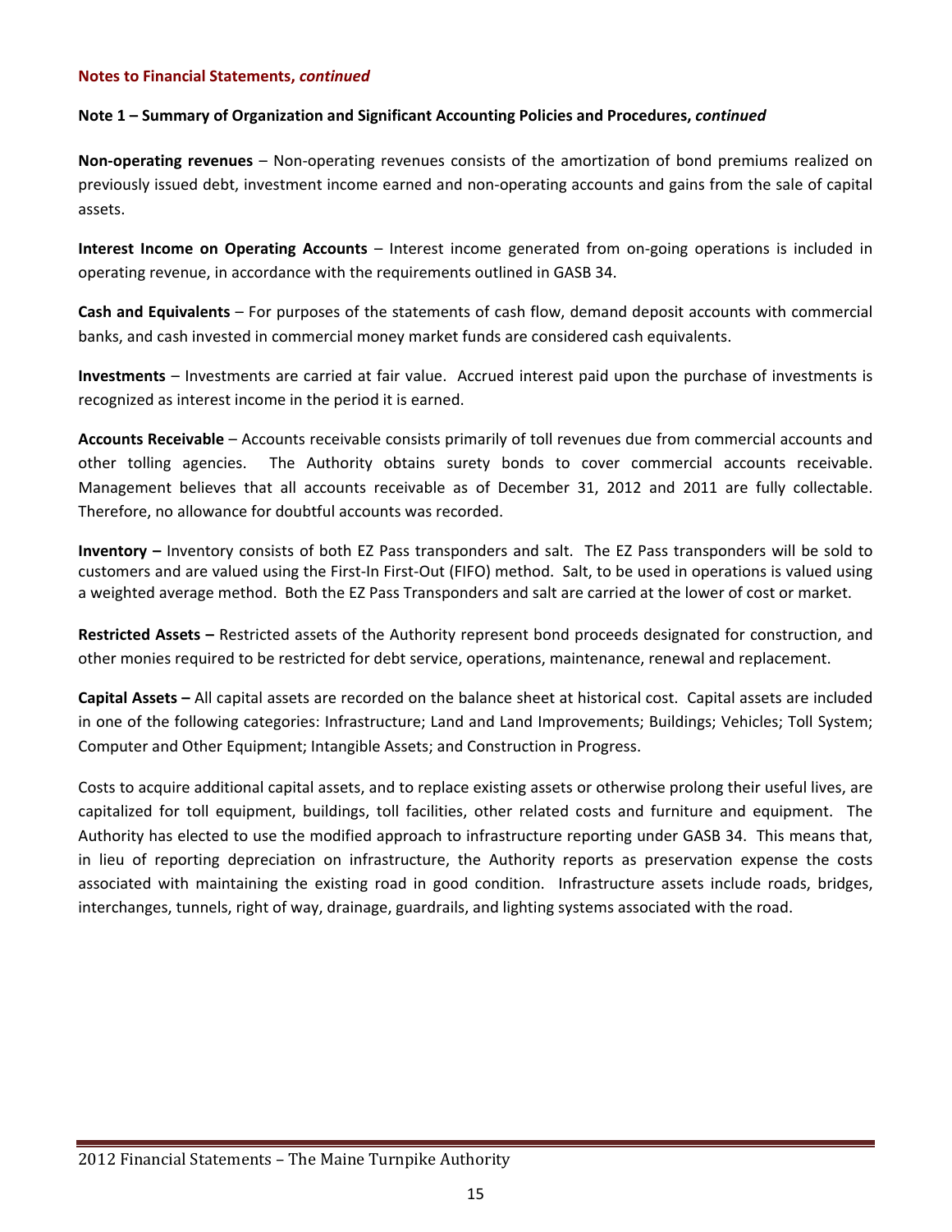**Notes to Financial Statements, *continued***

**Note 1 – Summary of Organization and Significant Accounting Policies and Procedures, *continued***

**Non-operating revenues** – Non-operating revenues consists of the amortization of bond premiums realized on previously issued debt, investment income earned and non-operating accounts and gains from the sale of capital assets.

**Interest Income on Operating Accounts** – Interest income generated from on-going operations is included in operating revenue, in accordance with the requirements outlined in GASB 34.

**Cash and Equivalents** – For purposes of the statements of cash flow, demand deposit accounts with commercial banks, and cash invested in commercial money market funds are considered cash equivalents.

**Investments** – Investments are carried at fair value. Accrued interest paid upon the purchase of investments is recognized as interest income in the period it is earned.

**Accounts Receivable** – Accounts receivable consists primarily of toll revenues due from commercial accounts and other tolling agencies. The Authority obtains surety bonds to cover commercial accounts receivable. Management believes that all accounts receivable as of December 31, 2012 and 2011 are fully collectable. Therefore, no allowance for doubtful accounts was recorded.

**Inventory –** Inventory consists of both EZ Pass transponders and salt. The EZ Pass transponders will be sold to customers and are valued using the First-In First-Out (FIFO) method. Salt, to be used in operations is valued using a weighted average method. Both the EZ Pass Transponders and salt are carried at the lower of cost or market.

**Restricted Assets –** Restricted assets of the Authority represent bond proceeds designated for construction, and other monies required to be restricted for debt service, operations, maintenance, renewal and replacement.

**Capital Assets –** All capital assets are recorded on the balance sheet at historical cost. Capital assets are included in one of the following categories: Infrastructure; Land and Land Improvements; Buildings; Vehicles; Toll System; Computer and Other Equipment; Intangible Assets; and Construction in Progress.

Costs to acquire additional capital assets, and to replace existing assets or otherwise prolong their useful lives, are capitalized for toll equipment, buildings, toll facilities, other related costs and furniture and equipment. The Authority has elected to use the modified approach to infrastructure reporting under GASB 34. This means that, in lieu of reporting depreciation on infrastructure, the Authority reports as preservation expense the costs associated with maintaining the existing road in good condition. Infrastructure assets include roads, bridges, interchanges, tunnels, right of way, drainage, guardrails, and lighting systems associated with the road.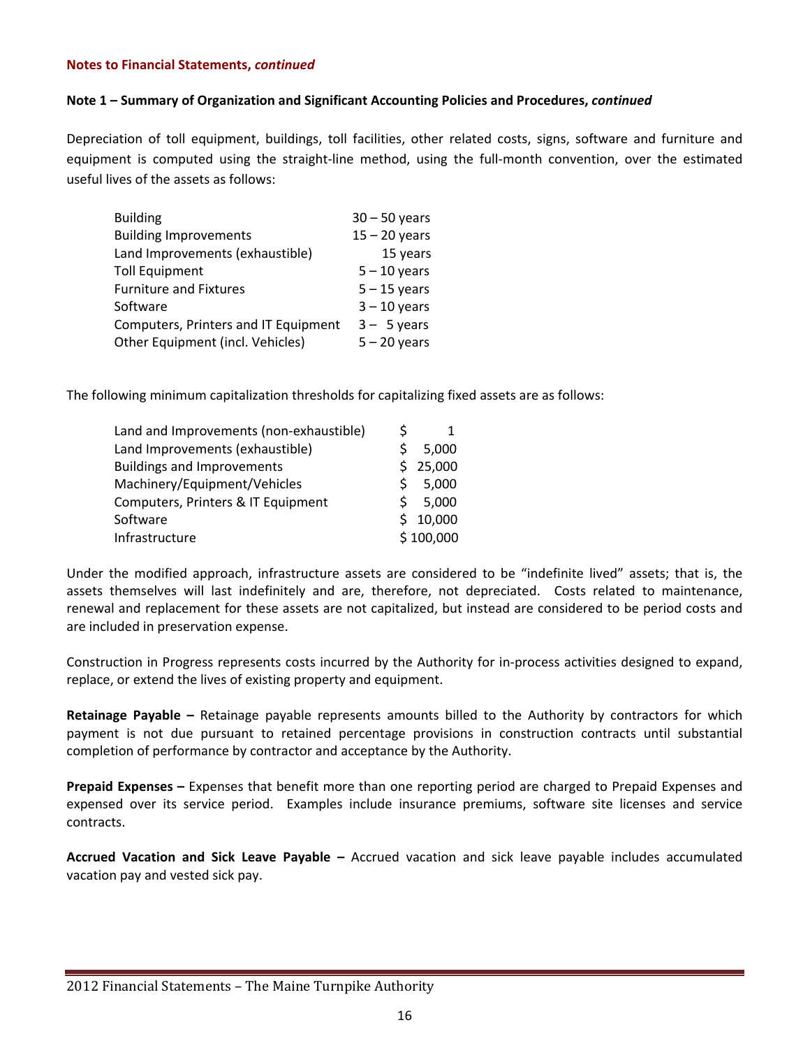**Notes to Financial Statements, *continued***

**Note 1 – Summary of Organization and Significant Accounting Policies and Procedures, *continued***

Depreciation of toll equipment, buildings, toll facilities, other related costs, signs, software and furniture and equipment is computed using the straight-line method, using the full-month convention, over the estimated useful lives of the assets as follows:

| | |
|---|---|
| Building | 30 – 50 years |
| Building Improvements | 15 – 20 years |
| Land Improvements (exhaustible) | 15 years |
| Toll Equipment | 5 – 10 years |
| Furniture and Fixtures | 5 – 15 years |
| Software | 3 – 10 years |
| Computers, Printers and IT Equipment | 3 – 5 years |
| Other Equipment (incl. Vehicles) | 5 – 20 years |

The following minimum capitalization thresholds for capitalizing fixed assets are as follows:

| | |
|---|---|
| Land and Improvements (non-exhaustible) | $ 1 |
| Land Improvements (exhaustible) | $ 5,000 |
| Buildings and Improvements | $ 25,000 |
| Machinery/Equipment/Vehicles | $ 5,000 |
| Computers, Printers & IT Equipment | $ 5,000 |
| Software | $ 10,000 |
| Infrastructure | $ 100,000 |

Under the modified approach, infrastructure assets are considered to be "indefinite lived" assets; that is, the assets themselves will last indefinitely and are, therefore, not depreciated. Costs related to maintenance, renewal and replacement for these assets are not capitalized, but instead are considered to be period costs and are included in preservation expense.

Construction in Progress represents costs incurred by the Authority for in-process activities designed to expand, replace, or extend the lives of existing property and equipment.

**Retainage Payable –** Retainage payable represents amounts billed to the Authority by contractors for which payment is not due pursuant to retained percentage provisions in construction contracts until substantial completion of performance by contractor and acceptance by the Authority.

**Prepaid Expenses –** Expenses that benefit more than one reporting period are charged to Prepaid Expenses and expensed over its service period. Examples include insurance premiums, software site licenses and service contracts.

**Accrued Vacation and Sick Leave Payable –** Accrued vacation and sick leave payable includes accumulated vacation pay and vested sick pay.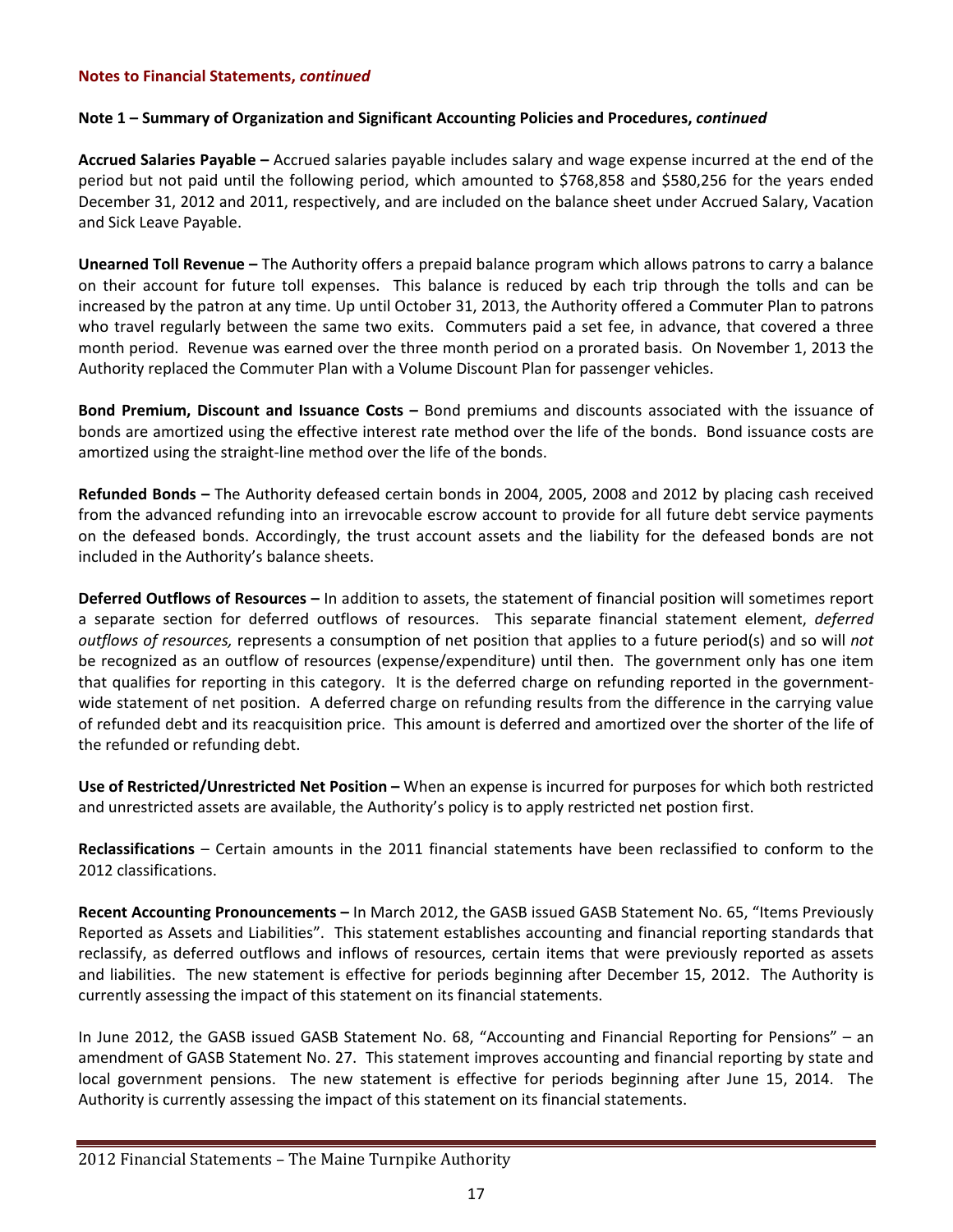**Notes to Financial Statements, *continued***

**Note 1 – Summary of Organization and Significant Accounting Policies and Procedures, *continued***

**Accrued Salaries Payable –** Accrued salaries payable includes salary and wage expense incurred at the end of the period but not paid until the following period, which amounted to $768,858 and $580,256 for the years ended December 31, 2012 and 2011, respectively, and are included on the balance sheet under Accrued Salary, Vacation and Sick Leave Payable.

**Unearned Toll Revenue –** The Authority offers a prepaid balance program which allows patrons to carry a balance on their account for future toll expenses. This balance is reduced by each trip through the tolls and can be increased by the patron at any time. Up until October 31, 2013, the Authority offered a Commuter Plan to patrons who travel regularly between the same two exits. Commuters paid a set fee, in advance, that covered a three month period. Revenue was earned over the three month period on a prorated basis. On November 1, 2013 the Authority replaced the Commuter Plan with a Volume Discount Plan for passenger vehicles.

**Bond Premium, Discount and Issuance Costs –** Bond premiums and discounts associated with the issuance of bonds are amortized using the effective interest rate method over the life of the bonds. Bond issuance costs are amortized using the straight-line method over the life of the bonds.

**Refunded Bonds –** The Authority defeased certain bonds in 2004, 2005, 2008 and 2012 by placing cash received from the advanced refunding into an irrevocable escrow account to provide for all future debt service payments on the defeased bonds. Accordingly, the trust account assets and the liability for the defeased bonds are not included in the Authority's balance sheets.

**Deferred Outflows of Resources –** In addition to assets, the statement of financial position will sometimes report a separate section for deferred outflows of resources. This separate financial statement element, *deferred outflows of resources,* represents a consumption of net position that applies to a future period(s) and so will *not* be recognized as an outflow of resources (expense/expenditure) until then. The government only has one item that qualifies for reporting in this category. It is the deferred charge on refunding reported in the government-wide statement of net position. A deferred charge on refunding results from the difference in the carrying value of refunded debt and its reacquisition price. This amount is deferred and amortized over the shorter of the life of the refunded or refunding debt.

**Use of Restricted/Unrestricted Net Position –** When an expense is incurred for purposes for which both restricted and unrestricted assets are available, the Authority's policy is to apply restricted net postion first.

**Reclassifications** – Certain amounts in the 2011 financial statements have been reclassified to conform to the 2012 classifications.

**Recent Accounting Pronouncements –** In March 2012, the GASB issued GASB Statement No. 65, "Items Previously Reported as Assets and Liabilities". This statement establishes accounting and financial reporting standards that reclassify, as deferred outflows and inflows of resources, certain items that were previously reported as assets and liabilities. The new statement is effective for periods beginning after December 15, 2012. The Authority is currently assessing the impact of this statement on its financial statements.

In June 2012, the GASB issued GASB Statement No. 68, "Accounting and Financial Reporting for Pensions" – an amendment of GASB Statement No. 27. This statement improves accounting and financial reporting by state and local government pensions. The new statement is effective for periods beginning after June 15, 2014. The Authority is currently assessing the impact of this statement on its financial statements.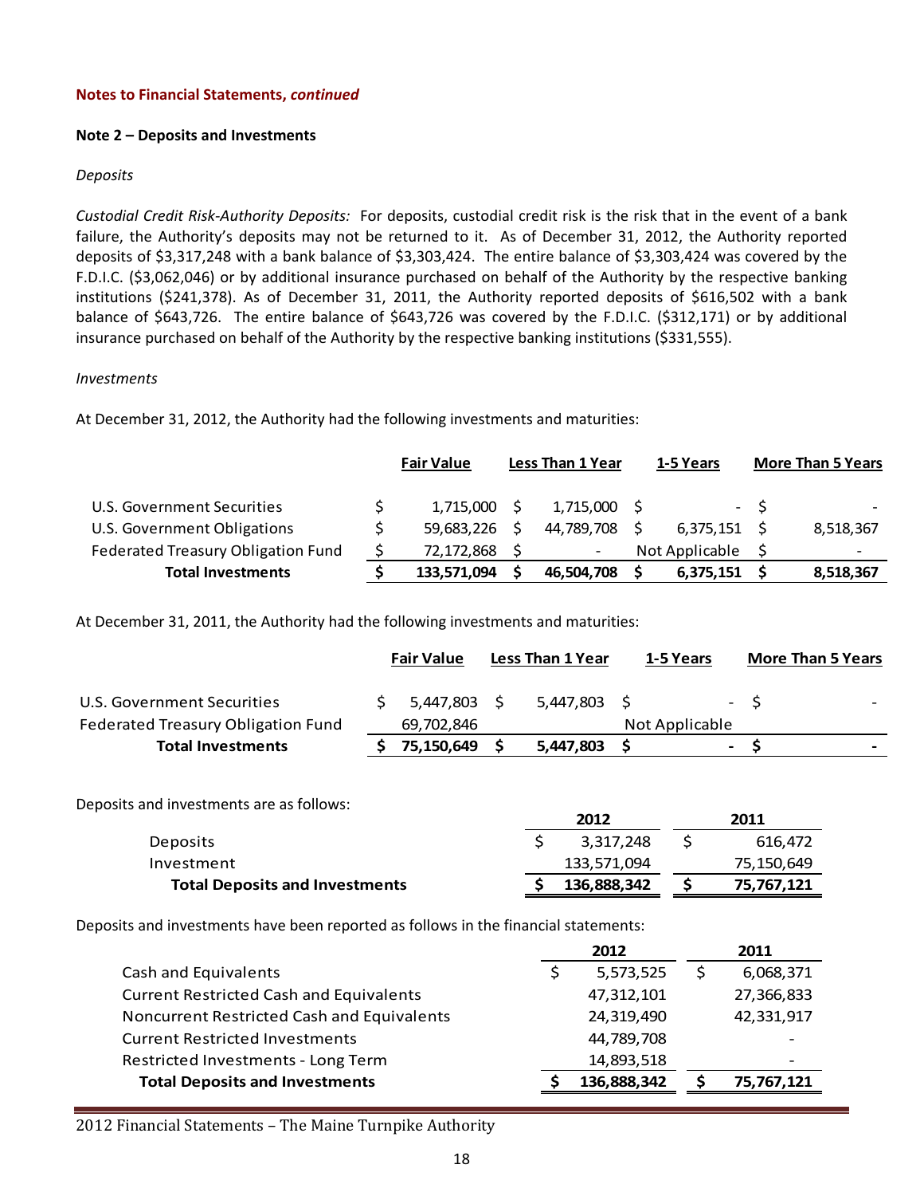**Notes to Financial Statements, *continued***

**Note 2 – Deposits and Investments**

*Deposits*

*Custodial Credit Risk-Authority Deposits:* For deposits, custodial credit risk is the risk that in the event of a bank failure, the Authority's deposits may not be returned to it. As of December 31, 2012, the Authority reported deposits of $3,317,248 with a bank balance of $3,303,424. The entire balance of $3,303,424 was covered by the F.D.I.C. ($3,062,046) or by additional insurance purchased on behalf of the Authority by the respective banking institutions ($241,378). As of December 31, 2011, the Authority reported deposits of $616,502 with a bank balance of $643,726. The entire balance of $643,726 was covered by the F.D.I.C. ($312,171) or by additional insurance purchased on behalf of the Authority by the respective banking institutions ($331,555).

*Investments*

At December 31, 2012, the Authority had the following investments and maturities:

| | Fair Value | Less Than 1 Year | 1-5 Years | More Than 5 Years |
|---|---|---|---|---|
| U.S. Government Securities | $ 1,715,000 | $ 1,715,000 | $ - | $ - |
| U.S. Government Obligations | $ 59,683,226 | $ 44,789,708 | $ 6,375,151 | $ 8,518,367 |
| Federated Treasury Obligation Fund | $ 72,172,868 | $ - | Not Applicable | $ - |
| **Total Investments** | **$ 133,571,094** | **$ 46,504,708** | **$ 6,375,151** | **$ 8,518,367** |

At December 31, 2011, the Authority had the following investments and maturities:

| | Fair Value | Less Than 1 Year | 1-5 Years | More Than 5 Years |
|---|---|---|---|---|
| U.S. Government Securities | $ 5,447,803 | $ 5,447,803 | $ - | $ - |
| Federated Treasury Obligation Fund | 69,702,846 | | Not Applicable | |
| **Total Investments** | **$ 75,150,649** | **$ 5,447,803** | **$ -** | **$ -** |

Deposits and investments are as follows:

| | 2012 | 2011 |
|---|---|---|
| Deposits | $ 3,317,248 | $ 616,472 |
| Investment | 133,571,094 | 75,150,649 |
| **Total Deposits and Investments** | **$ 136,888,342** | **$ 75,767,121** |

Deposits and investments have been reported as follows in the financial statements:

| | 2012 | 2011 |
|---|---|---|
| Cash and Equivalents | $ 5,573,525 | $ 6,068,371 |
| Current Restricted Cash and Equivalents | 47,312,101 | 27,366,833 |
| Noncurrent Restricted Cash and Equivalents | 24,319,490 | 42,331,917 |
| Current Restricted Investments | 44,789,708 | - |
| Restricted Investments - Long Term | 14,893,518 | - |
| **Total Deposits and Investments** | **$ 136,888,342** | **$ 75,767,121** |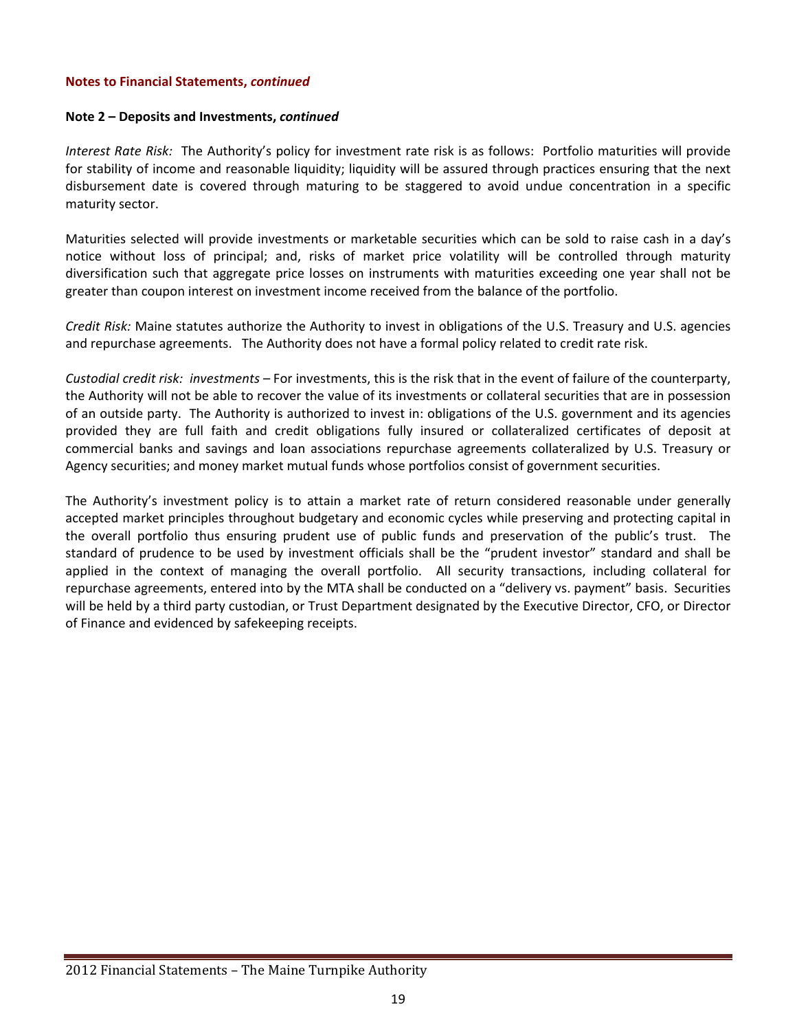**Notes to Financial Statements, *continued***

**Note 2 – Deposits and Investments, *continued***

*Interest Rate Risk:* The Authority's policy for investment rate risk is as follows: Portfolio maturities will provide for stability of income and reasonable liquidity; liquidity will be assured through practices ensuring that the next disbursement date is covered through maturing to be staggered to avoid undue concentration in a specific maturity sector.

Maturities selected will provide investments or marketable securities which can be sold to raise cash in a day's notice without loss of principal; and, risks of market price volatility will be controlled through maturity diversification such that aggregate price losses on instruments with maturities exceeding one year shall not be greater than coupon interest on investment income received from the balance of the portfolio.

*Credit Risk:* Maine statutes authorize the Authority to invest in obligations of the U.S. Treasury and U.S. agencies and repurchase agreements. The Authority does not have a formal policy related to credit rate risk.

*Custodial credit risk: investments* – For investments, this is the risk that in the event of failure of the counterparty, the Authority will not be able to recover the value of its investments or collateral securities that are in possession of an outside party. The Authority is authorized to invest in: obligations of the U.S. government and its agencies provided they are full faith and credit obligations fully insured or collateralized certificates of deposit at commercial banks and savings and loan associations repurchase agreements collateralized by U.S. Treasury or Agency securities; and money market mutual funds whose portfolios consist of government securities.

The Authority's investment policy is to attain a market rate of return considered reasonable under generally accepted market principles throughout budgetary and economic cycles while preserving and protecting capital in the overall portfolio thus ensuring prudent use of public funds and preservation of the public's trust. The standard of prudence to be used by investment officials shall be the "prudent investor" standard and shall be applied in the context of managing the overall portfolio. All security transactions, including collateral for repurchase agreements, entered into by the MTA shall be conducted on a "delivery vs. payment" basis. Securities will be held by a third party custodian, or Trust Department designated by the Executive Director, CFO, or Director of Finance and evidenced by safekeeping receipts.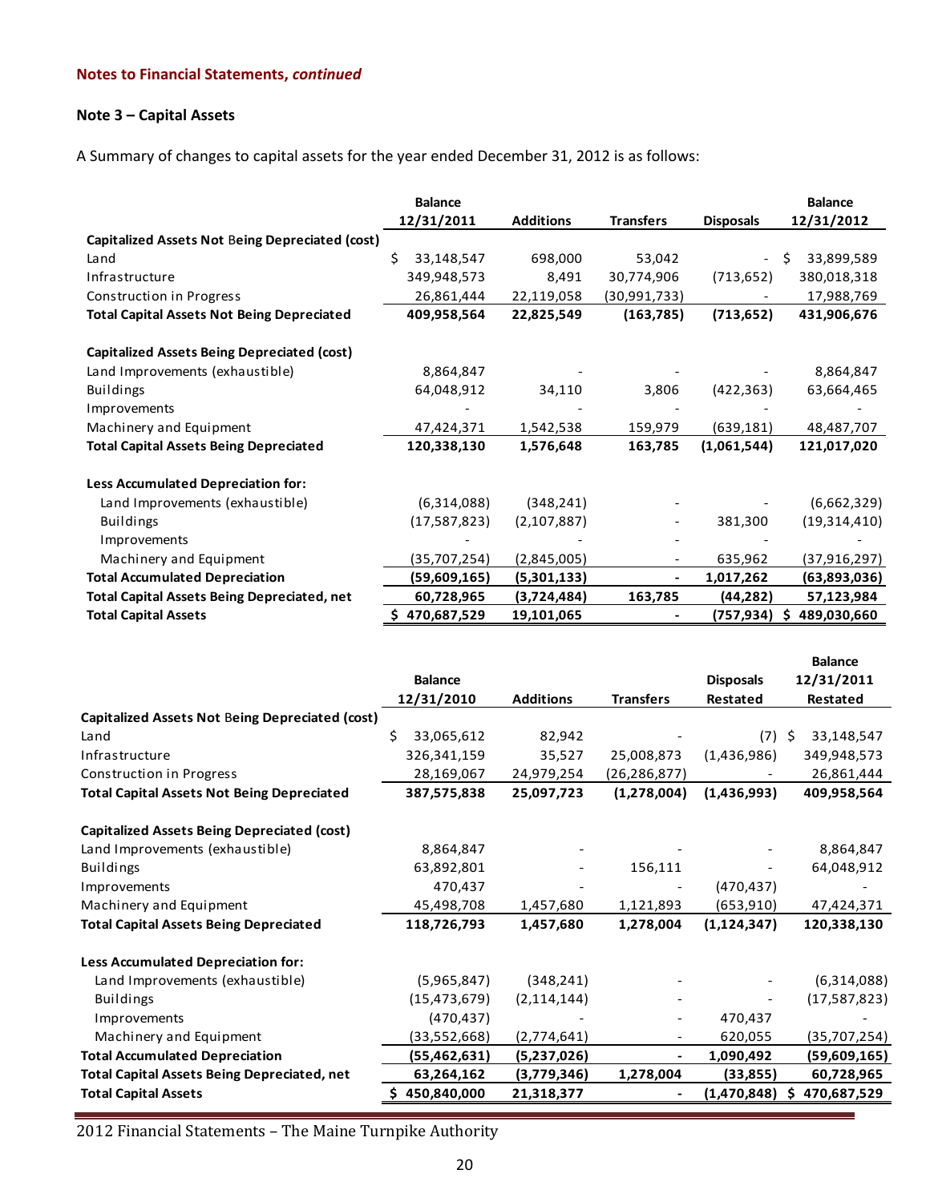**Notes to Financial Statements, *continued***

## Note 3 – Capital Assets

A Summary of changes to capital assets for the year ended December 31, 2012 is as follows:

| | Balance 12/31/2011 | Additions | Transfers | Disposals | Balance 12/31/2012 |
|---|---|---|---|---|---|
| **Capitalized Assets Not Being Depreciated (cost)** | | | | | |
| Land | $ 33,148,547 | 698,000 | 53,042 | - | $ 33,899,589 |
| Infrastructure | 349,948,573 | 8,491 | 30,774,906 | (713,652) | 380,018,318 |
| Construction in Progress | 26,861,444 | 22,119,058 | (30,991,733) | - | 17,988,769 |
| **Total Capital Assets Not Being Depreciated** | **409,958,564** | **22,825,549** | **(163,785)** | **(713,652)** | **431,906,676** |
| **Capitalized Assets Being Depreciated (cost)** | | | | | |
| Land Improvements (exhaustible) | 8,864,847 | - | - | - | 8,864,847 |
| Buildings | 64,048,912 | 34,110 | 3,806 | (422,363) | 63,664,465 |
| Improvements | - | - | - | - | - |
| Machinery and Equipment | 47,424,371 | 1,542,538 | 159,979 | (639,181) | 48,487,707 |
| **Total Capital Assets Being Depreciated** | **120,338,130** | **1,576,648** | **163,785** | **(1,061,544)** | **121,017,020** |
| **Less Accumulated Depreciation for:** | | | | | |
| Land Improvements (exhaustible) | (6,314,088) | (348,241) | - | - | (6,662,329) |
| Buildings | (17,587,823) | (2,107,887) | - | 381,300 | (19,314,410) |
| Improvements | - | - | - | - | - |
| Machinery and Equipment | (35,707,254) | (2,845,005) | - | 635,962 | (37,916,297) |
| **Total Accumulated Depreciation** | **(59,609,165)** | **(5,301,133)** | **-** | **1,017,262** | **(63,893,036)** |
| **Total Capital Assets Being Depreciated, net** | **60,728,965** | **(3,724,484)** | **163,785** | **(44,282)** | **57,123,984** |
| **Total Capital Assets** | **$ 470,687,529** | **19,101,065** | **-** | **(757,934)** | **$ 489,030,660** |

| | Balance 12/31/2010 | Additions | Transfers | Disposals Restated | Balance 12/31/2011 Restated |
|---|---|---|---|---|---|
| **Capitalized Assets Not Being Depreciated (cost)** | | | | | |
| Land | $ 33,065,612 | 82,942 | - | (7) | $ 33,148,547 |
| Infrastructure | 326,341,159 | 35,527 | 25,008,873 | (1,436,986) | 349,948,573 |
| Construction in Progress | 28,169,067 | 24,979,254 | (26,286,877) | - | 26,861,444 |
| **Total Capital Assets Not Being Depreciated** | **387,575,838** | **25,097,723** | **(1,278,004)** | **(1,436,993)** | **409,958,564** |
| **Capitalized Assets Being Depreciated (cost)** | | | | | |
| Land Improvements (exhaustible) | 8,864,847 | - | - | - | 8,864,847 |
| Buildings | 63,892,801 | - | 156,111 | - | 64,048,912 |
| Improvements | 470,437 | - | - | (470,437) | - |
| Machinery and Equipment | 45,498,708 | 1,457,680 | 1,121,893 | (653,910) | 47,424,371 |
| **Total Capital Assets Being Depreciated** | **118,726,793** | **1,457,680** | **1,278,004** | **(1,124,347)** | **120,338,130** |
| **Less Accumulated Depreciation for:** | | | | | |
| Land Improvements (exhaustible) | (5,965,847) | (348,241) | - | - | (6,314,088) |
| Buildings | (15,473,679) | (2,114,144) | - | - | (17,587,823) |
| Improvements | (470,437) | - | - | 470,437 | - |
| Machinery and Equipment | (33,552,668) | (2,774,641) | - | 620,055 | (35,707,254) |
| **Total Accumulated Depreciation** | **(55,462,631)** | **(5,237,026)** | **-** | **1,090,492** | **(59,609,165)** |
| **Total Capital Assets Being Depreciated, net** | **63,264,162** | **(3,779,346)** | **1,278,004** | **(33,855)** | **60,728,965** |
| **Total Capital Assets** | **$ 450,840,000** | **21,318,377** | **-** | **(1,470,848)** | **$ 470,687,529** |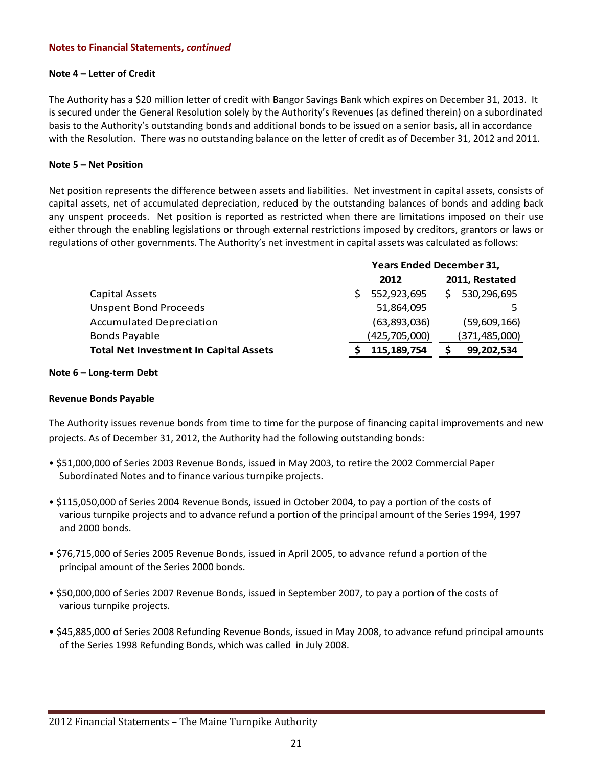**Notes to Financial Statements, *continued***

**Note 4 – Letter of Credit**

The Authority has a $20 million letter of credit with Bangor Savings Bank which expires on December 31, 2013. It is secured under the General Resolution solely by the Authority's Revenues (as defined therein) on a subordinated basis to the Authority's outstanding bonds and additional bonds to be issued on a senior basis, all in accordance with the Resolution. There was no outstanding balance on the letter of credit as of December 31, 2012 and 2011.

**Note 5 – Net Position**

Net position represents the difference between assets and liabilities. Net investment in capital assets, consists of capital assets, net of accumulated depreciation, reduced by the outstanding balances of bonds and adding back any unspent proceeds. Net position is reported as restricted when there are limitations imposed on their use either through the enabling legislations or through external restrictions imposed by creditors, grantors or laws or regulations of other governments. The Authority's net investment in capital assets was calculated as follows:

| | Years Ended December 31, | |
|---|---|---|
| | **2012** | **2011, Restated** |
| Capital Assets | $ 552,923,695 | $ 530,296,695 |
| Unspent Bond Proceeds | 51,864,095 | 5 |
| Accumulated Depreciation | (63,893,036) | (59,609,166) |
| Bonds Payable | (425,705,000) | (371,485,000) |
| **Total Net Investment In Capital Assets** | **$ 115,189,754** | **$ 99,202,534** |

**Note 6 – Long-term Debt**

**Revenue Bonds Payable**

The Authority issues revenue bonds from time to time for the purpose of financing capital improvements and new projects. As of December 31, 2012, the Authority had the following outstanding bonds:

- $51,000,000 of Series 2003 Revenue Bonds, issued in May 2003, to retire the 2002 Commercial Paper Subordinated Notes and to finance various turnpike projects.
- $115,050,000 of Series 2004 Revenue Bonds, issued in October 2004, to pay a portion of the costs of various turnpike projects and to advance refund a portion of the principal amount of the Series 1994, 1997 and 2000 bonds.
- $76,715,000 of Series 2005 Revenue Bonds, issued in April 2005, to advance refund a portion of the principal amount of the Series 2000 bonds.
- $50,000,000 of Series 2007 Revenue Bonds, issued in September 2007, to pay a portion of the costs of various turnpike projects.
- $45,885,000 of Series 2008 Refunding Revenue Bonds, issued in May 2008, to advance refund principal amounts of the Series 1998 Refunding Bonds, which was called in July 2008.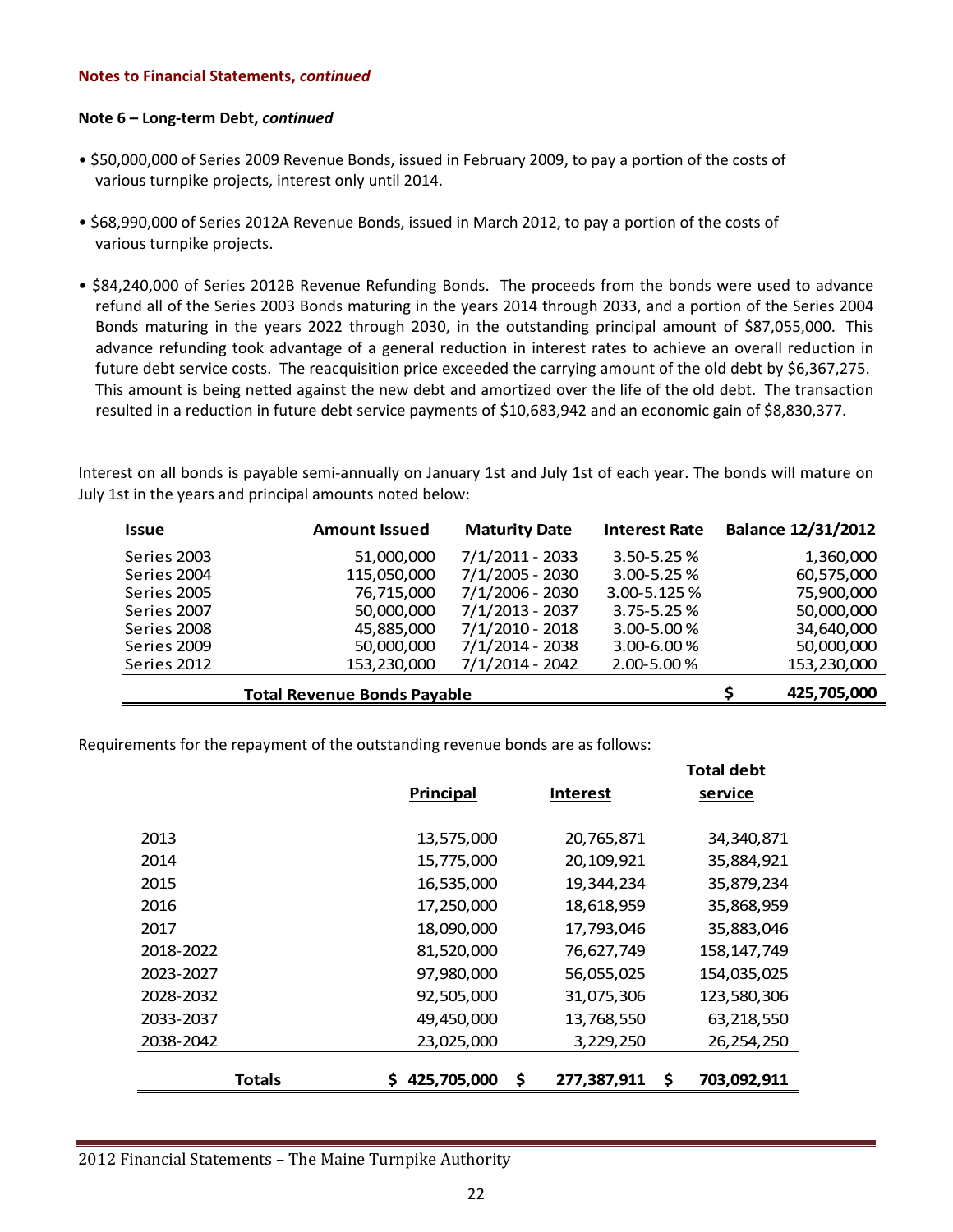**Notes to Financial Statements, *continued***

**Note 6 – Long-term Debt, *continued***

- $50,000,000 of Series 2009 Revenue Bonds, issued in February 2009, to pay a portion of the costs of various turnpike projects, interest only until 2014.

- $68,990,000 of Series 2012A Revenue Bonds, issued in March 2012, to pay a portion of the costs of various turnpike projects.

- $84,240,000 of Series 2012B Revenue Refunding Bonds. The proceeds from the bonds were used to advance refund all of the Series 2003 Bonds maturing in the years 2014 through 2033, and a portion of the Series 2004 Bonds maturing in the years 2022 through 2030, in the outstanding principal amount of $87,055,000. This advance refunding took advantage of a general reduction in interest rates to achieve an overall reduction in future debt service costs. The reacquisition price exceeded the carrying amount of the old debt by $6,367,275. This amount is being netted against the new debt and amortized over the life of the old debt. The transaction resulted in a reduction in future debt service payments of $10,683,942 and an economic gain of $8,830,377.

Interest on all bonds is payable semi-annually on January 1st and July 1st of each year. The bonds will mature on July 1st in the years and principal amounts noted below:

| Issue | Amount Issued | Maturity Date | Interest Rate | Balance 12/31/2012 |
|---|---|---|---|---|
| Series 2003 | 51,000,000 | 7/1/2011 - 2033 | 3.50-5.25 % | 1,360,000 |
| Series 2004 | 115,050,000 | 7/1/2005 - 2030 | 3.00-5.25 % | 60,575,000 |
| Series 2005 | 76,715,000 | 7/1/2006 - 2030 | 3.00-5.125 % | 75,900,000 |
| Series 2007 | 50,000,000 | 7/1/2013 - 2037 | 3.75-5.25 % | 50,000,000 |
| Series 2008 | 45,885,000 | 7/1/2010 - 2018 | 3.00-5.00 % | 34,640,000 |
| Series 2009 | 50,000,000 | 7/1/2014 - 2038 | 3.00-6.00 % | 50,000,000 |
| Series 2012 | 153,230,000 | 7/1/2014 - 2042 | 2.00-5.00 % | 153,230,000 |
| **Total Revenue Bonds Payable** | | | | **$ 425,705,000** |

Requirements for the repayment of the outstanding revenue bonds are as follows:

| | Principal | Interest | Total debt service |
|---|---|---|---|
| 2013 | 13,575,000 | 20,765,871 | 34,340,871 |
| 2014 | 15,775,000 | 20,109,921 | 35,884,921 |
| 2015 | 16,535,000 | 19,344,234 | 35,879,234 |
| 2016 | 17,250,000 | 18,618,959 | 35,868,959 |
| 2017 | 18,090,000 | 17,793,046 | 35,883,046 |
| 2018-2022 | 81,520,000 | 76,627,749 | 158,147,749 |
| 2023-2027 | 97,980,000 | 56,055,025 | 154,035,025 |
| 2028-2032 | 92,505,000 | 31,075,306 | 123,580,306 |
| 2033-2037 | 49,450,000 | 13,768,550 | 63,218,550 |
| 2038-2042 | 23,025,000 | 3,229,250 | 26,254,250 |
| **Totals** | **$ 425,705,000** | **$ 277,387,911** | **$ 703,092,911** |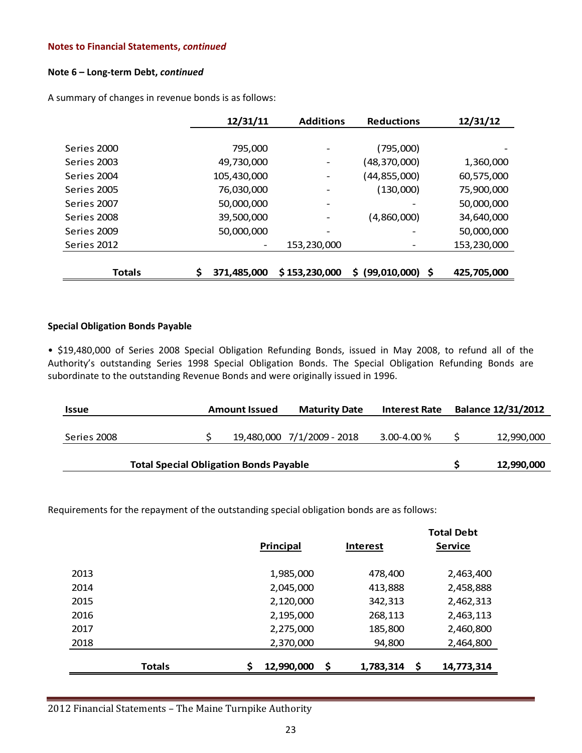**Notes to Financial Statements, *continued***

**Note 6 – Long-term Debt, *continued***

A summary of changes in revenue bonds is as follows:

| | 12/31/11 | Additions | Reductions | 12/31/12 |
|---|---|---|---|---|
| Series 2000 | 795,000 | - | (795,000) | - |
| Series 2003 | 49,730,000 | - | (48,370,000) | 1,360,000 |
| Series 2004 | 105,430,000 | - | (44,855,000) | 60,575,000 |
| Series 2005 | 76,030,000 | - | (130,000) | 75,900,000 |
| Series 2007 | 50,000,000 | - | - | 50,000,000 |
| Series 2008 | 39,500,000 | - | (4,860,000) | 34,640,000 |
| Series 2009 | 50,000,000 | - | - | 50,000,000 |
| Series 2012 | - | 153,230,000 | - | 153,230,000 |
| **Totals** | **$ 371,485,000** | **$ 153,230,000** | **$ (99,010,000)** | **$ 425,705,000** |

**Special Obligation Bonds Payable**

• $19,480,000 of Series 2008 Special Obligation Refunding Bonds, issued in May 2008, to refund all of the Authority's outstanding Series 1998 Special Obligation Bonds. The Special Obligation Refunding Bonds are subordinate to the outstanding Revenue Bonds and were originally issued in 1996.

| Issue | Amount Issued | Maturity Date | Interest Rate | Balance 12/31/2012 |
|---|---|---|---|---|
| Series 2008 | $ 19,480,000 | 7/1/2009 - 2018 | 3.00-4.00 % | $ 12,990,000 |
| **Total Special Obligation Bonds Payable** | | | | **$ 12,990,000** |

Requirements for the repayment of the outstanding special obligation bonds are as follows:

| | Principal | Interest | Total Debt Service |
|---|---|---|---|
| 2013 | 1,985,000 | 478,400 | 2,463,400 |
| 2014 | 2,045,000 | 413,888 | 2,458,888 |
| 2015 | 2,120,000 | 342,313 | 2,462,313 |
| 2016 | 2,195,000 | 268,113 | 2,463,113 |
| 2017 | 2,275,000 | 185,800 | 2,460,800 |
| 2018 | 2,370,000 | 94,800 | 2,464,800 |
| **Totals** | **$ 12,990,000** | **$ 1,783,314** | **$ 14,773,314** |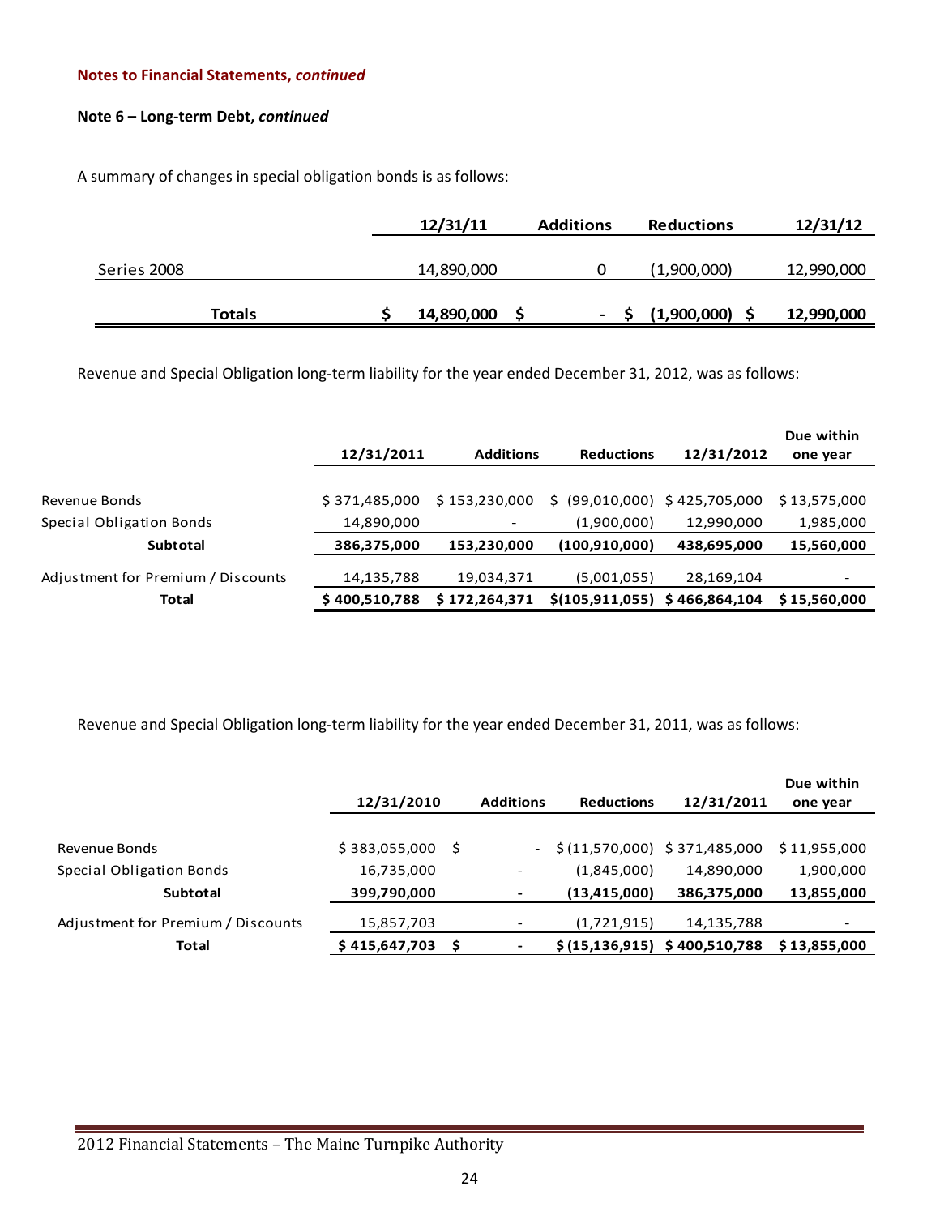**Notes to Financial Statements, *continued***

**Note 6 – Long-term Debt, *continued***

A summary of changes in special obligation bonds is as follows:

| | 12/31/11 | Additions | Reductions | 12/31/12 |
|---|---|---|---|---|
| Series 2008 | 14,890,000 | 0 | (1,900,000) | 12,990,000 |
| **Totals** | **$ 14,890,000** | **$ -** | **$ (1,900,000)** | **$ 12,990,000** |

Revenue and Special Obligation long-term liability for the year ended December 31, 2012, was as follows:

| | 12/31/2011 | Additions | Reductions | 12/31/2012 | Due within one year |
|---|---|---|---|---|---|
| Revenue Bonds | $ 371,485,000 | $ 153,230,000 | $ (99,010,000) | $ 425,705,000 | $ 13,575,000 |
| Special Obligation Bonds | 14,890,000 | - | (1,900,000) | 12,990,000 | 1,985,000 |
| **Subtotal** | **386,375,000** | **153,230,000** | **(100,910,000)** | **438,695,000** | **15,560,000** |
| Adjustment for Premium / Discounts | 14,135,788 | 19,034,371 | (5,001,055) | 28,169,104 | - |
| **Total** | **$ 400,510,788** | **$ 172,264,371** | **$(105,911,055)** | **$ 466,864,104** | **$ 15,560,000** |

Revenue and Special Obligation long-term liability for the year ended December 31, 2011, was as follows:

| | 12/31/2010 | Additions | Reductions | 12/31/2011 | Due within one year |
|---|---|---|---|---|---|
| Revenue Bonds | $ 383,055,000 | $ - | $ (11,570,000) | $ 371,485,000 | $ 11,955,000 |
| Special Obligation Bonds | 16,735,000 | - | (1,845,000) | 14,890,000 | 1,900,000 |
| **Subtotal** | **399,790,000** | **-** | **(13,415,000)** | **386,375,000** | **13,855,000** |
| Adjustment for Premium / Discounts | 15,857,703 | - | (1,721,915) | 14,135,788 | - |
| **Total** | **$ 415,647,703** | **$ -** | **$ (15,136,915)** | **$ 400,510,788** | **$ 13,855,000** |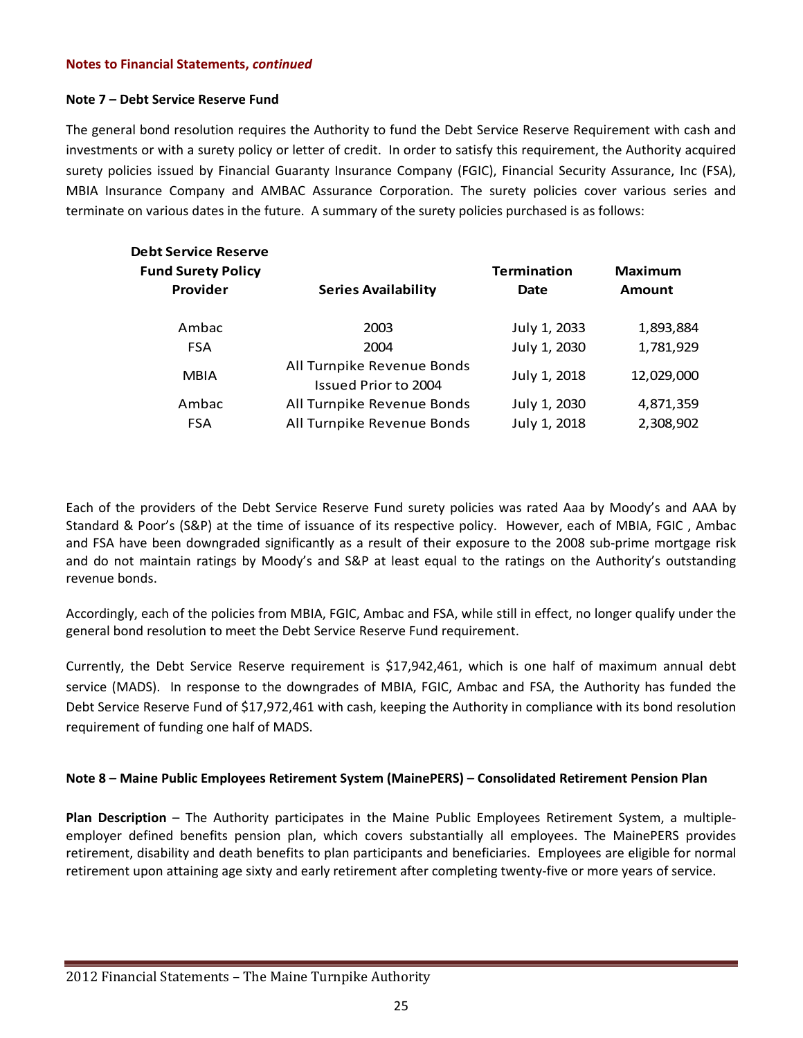**Notes to Financial Statements, *continued***

**Note 7 – Debt Service Reserve Fund**

The general bond resolution requires the Authority to fund the Debt Service Reserve Requirement with cash and investments or with a surety policy or letter of credit. In order to satisfy this requirement, the Authority acquired surety policies issued by Financial Guaranty Insurance Company (FGIC), Financial Security Assurance, Inc (FSA), MBIA Insurance Company and AMBAC Assurance Corporation. The surety policies cover various series and terminate on various dates in the future. A summary of the surety policies purchased is as follows:

| Debt Service Reserve Fund Surety Policy Provider | Series Availability | Termination Date | Maximum Amount |
|---|---|---|---|
| Ambac | 2003 | July 1, 2033 | 1,893,884 |
| FSA | 2004 | July 1, 2030 | 1,781,929 |
| MBIA | All Turnpike Revenue Bonds Issued Prior to 2004 | July 1, 2018 | 12,029,000 |
| Ambac | All Turnpike Revenue Bonds | July 1, 2030 | 4,871,359 |
| FSA | All Turnpike Revenue Bonds | July 1, 2018 | 2,308,902 |

Each of the providers of the Debt Service Reserve Fund surety policies was rated Aaa by Moody's and AAA by Standard & Poor's (S&P) at the time of issuance of its respective policy. However, each of MBIA, FGIC , Ambac and FSA have been downgraded significantly as a result of their exposure to the 2008 sub-prime mortgage risk and do not maintain ratings by Moody's and S&P at least equal to the ratings on the Authority's outstanding revenue bonds.

Accordingly, each of the policies from MBIA, FGIC, Ambac and FSA, while still in effect, no longer qualify under the general bond resolution to meet the Debt Service Reserve Fund requirement.

Currently, the Debt Service Reserve requirement is $17,942,461, which is one half of maximum annual debt service (MADS). In response to the downgrades of MBIA, FGIC, Ambac and FSA, the Authority has funded the Debt Service Reserve Fund of $17,972,461 with cash, keeping the Authority in compliance with its bond resolution requirement of funding one half of MADS.

**Note 8 – Maine Public Employees Retirement System (MainePERS) – Consolidated Retirement Pension Plan**

**Plan Description** – The Authority participates in the Maine Public Employees Retirement System, a multiple-employer defined benefits pension plan, which covers substantially all employees. The MainePERS provides retirement, disability and death benefits to plan participants and beneficiaries. Employees are eligible for normal retirement upon attaining age sixty and early retirement after completing twenty-five or more years of service.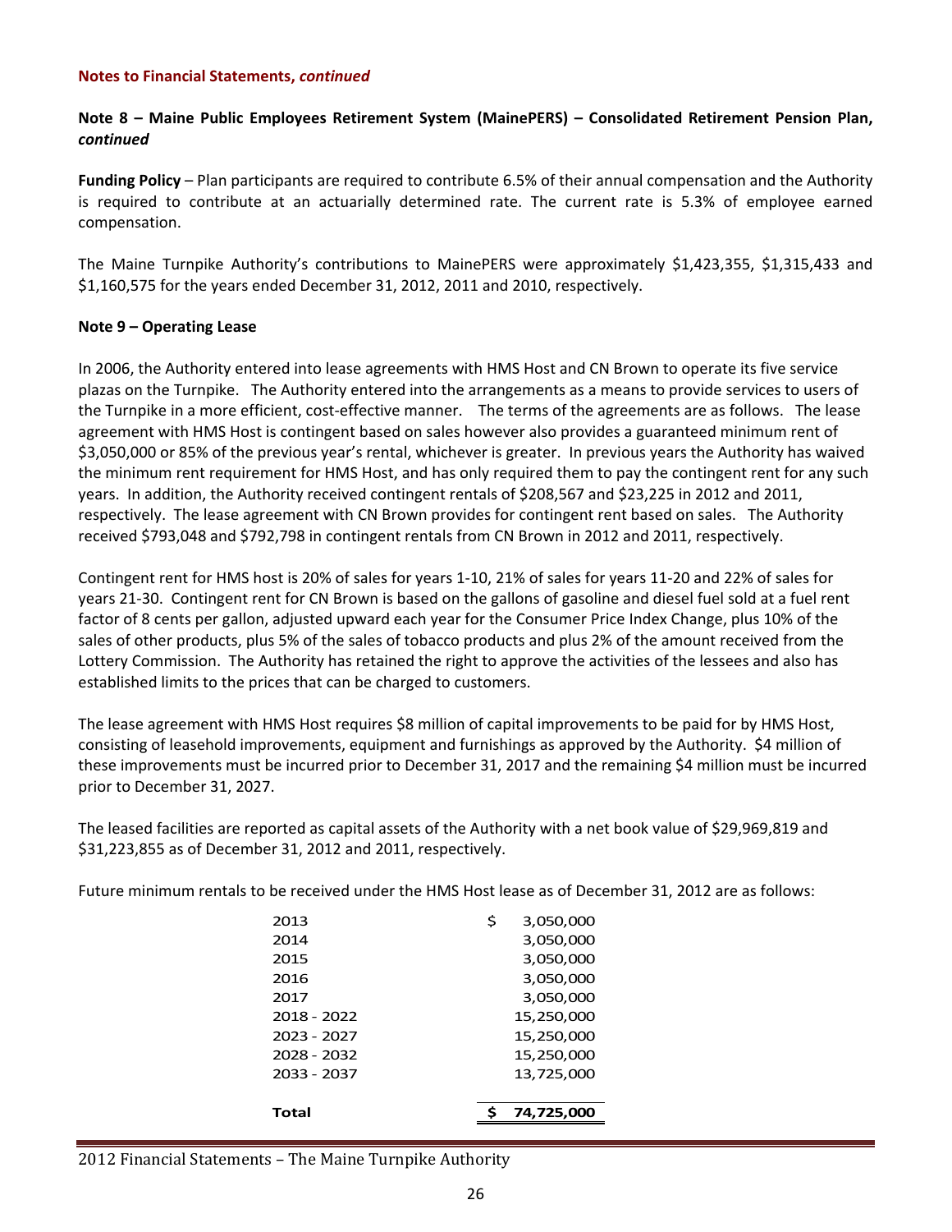**Notes to Financial Statements, *continued***

**Note 8 – Maine Public Employees Retirement System (MainePERS) – Consolidated Retirement Pension Plan, *continued***

**Funding Policy** – Plan participants are required to contribute 6.5% of their annual compensation and the Authority is required to contribute at an actuarially determined rate. The current rate is 5.3% of employee earned compensation.

The Maine Turnpike Authority's contributions to MainePERS were approximately $1,423,355, $1,315,433 and $1,160,575 for the years ended December 31, 2012, 2011 and 2010, respectively.

**Note 9 – Operating Lease**

In 2006, the Authority entered into lease agreements with HMS Host and CN Brown to operate its five service plazas on the Turnpike. The Authority entered into the arrangements as a means to provide services to users of the Turnpike in a more efficient, cost-effective manner. The terms of the agreements are as follows. The lease agreement with HMS Host is contingent based on sales however also provides a guaranteed minimum rent of $3,050,000 or 85% of the previous year's rental, whichever is greater. In previous years the Authority has waived the minimum rent requirement for HMS Host, and has only required them to pay the contingent rent for any such years. In addition, the Authority received contingent rentals of $208,567 and $23,225 in 2012 and 2011, respectively. The lease agreement with CN Brown provides for contingent rent based on sales. The Authority received $793,048 and $792,798 in contingent rentals from CN Brown in 2012 and 2011, respectively.

Contingent rent for HMS host is 20% of sales for years 1-10, 21% of sales for years 11-20 and 22% of sales for years 21-30. Contingent rent for CN Brown is based on the gallons of gasoline and diesel fuel sold at a fuel rent factor of 8 cents per gallon, adjusted upward each year for the Consumer Price Index Change, plus 10% of the sales of other products, plus 5% of the sales of tobacco products and plus 2% of the amount received from the Lottery Commission. The Authority has retained the right to approve the activities of the lessees and also has established limits to the prices that can be charged to customers.

The lease agreement with HMS Host requires $8 million of capital improvements to be paid for by HMS Host, consisting of leasehold improvements, equipment and furnishings as approved by the Authority. $4 million of these improvements must be incurred prior to December 31, 2017 and the remaining $4 million must be incurred prior to December 31, 2027.

The leased facilities are reported as capital assets of the Authority with a net book value of $29,969,819 and $31,223,855 as of December 31, 2012 and 2011, respectively.

Future minimum rentals to be received under the HMS Host lease as of December 31, 2012 are as follows:

| | |
|---|---|
| 2013 | $ 3,050,000 |
| 2014 | 3,050,000 |
| 2015 | 3,050,000 |
| 2016 | 3,050,000 |
| 2017 | 3,050,000 |
| 2018 - 2022 | 15,250,000 |
| 2023 - 2027 | 15,250,000 |
| 2028 - 2032 | 15,250,000 |
| 2033 - 2037 | 13,725,000 |
| **Total** | **$ 74,725,000** |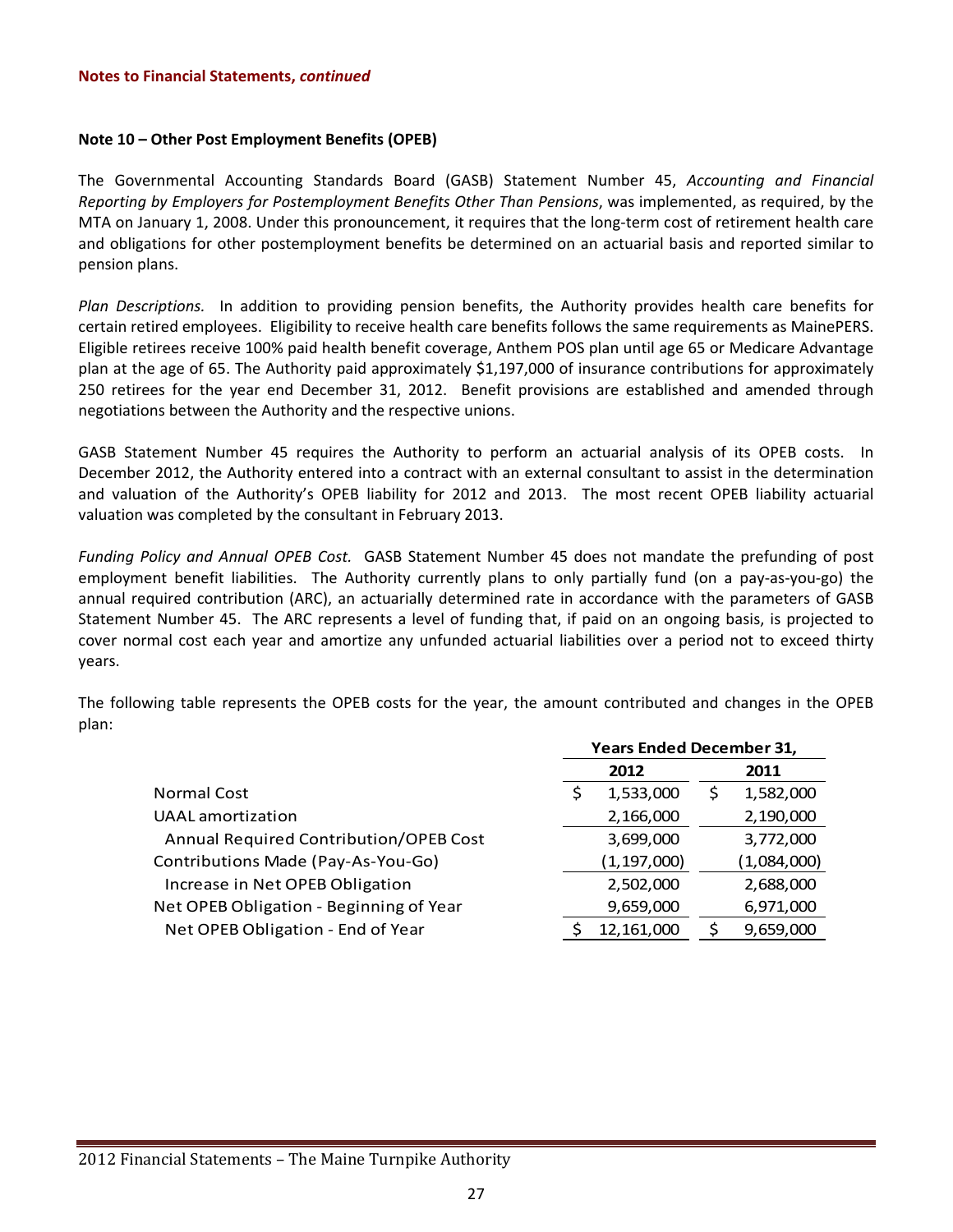**Notes to Financial Statements, *continued***

**Note 10 – Other Post Employment Benefits (OPEB)**

The Governmental Accounting Standards Board (GASB) Statement Number 45, *Accounting and Financial Reporting by Employers for Postemployment Benefits Other Than Pensions*, was implemented, as required, by the MTA on January 1, 2008. Under this pronouncement, it requires that the long-term cost of retirement health care and obligations for other postemployment benefits be determined on an actuarial basis and reported similar to pension plans.

*Plan Descriptions.* In addition to providing pension benefits, the Authority provides health care benefits for certain retired employees. Eligibility to receive health care benefits follows the same requirements as MainePERS. Eligible retirees receive 100% paid health benefit coverage, Anthem POS plan until age 65 or Medicare Advantage plan at the age of 65. The Authority paid approximately $1,197,000 of insurance contributions for approximately 250 retirees for the year end December 31, 2012. Benefit provisions are established and amended through negotiations between the Authority and the respective unions.

GASB Statement Number 45 requires the Authority to perform an actuarial analysis of its OPEB costs. In December 2012, the Authority entered into a contract with an external consultant to assist in the determination and valuation of the Authority's OPEB liability for 2012 and 2013. The most recent OPEB liability actuarial valuation was completed by the consultant in February 2013.

*Funding Policy and Annual OPEB Cost.* GASB Statement Number 45 does not mandate the prefunding of post employment benefit liabilities. The Authority currently plans to only partially fund (on a pay-as-you-go) the annual required contribution (ARC), an actuarially determined rate in accordance with the parameters of GASB Statement Number 45. The ARC represents a level of funding that, if paid on an ongoing basis, is projected to cover normal cost each year and amortize any unfunded actuarial liabilities over a period not to exceed thirty years.

The following table represents the OPEB costs for the year, the amount contributed and changes in the OPEB plan:

| | Years Ended December 31, | |
|---|---|---|
| | **2012** | **2011** |
| Normal Cost | $ 1,533,000 | $ 1,582,000 |
| UAAL amortization | 2,166,000 | 2,190,000 |
| Annual Required Contribution/OPEB Cost | 3,699,000 | 3,772,000 |
| Contributions Made (Pay-As-You-Go) | (1,197,000) | (1,084,000) |
| Increase in Net OPEB Obligation | 2,502,000 | 2,688,000 |
| Net OPEB Obligation - Beginning of Year | 9,659,000 | 6,971,000 |
| Net OPEB Obligation - End of Year | $ 12,161,000 | $ 9,659,000 |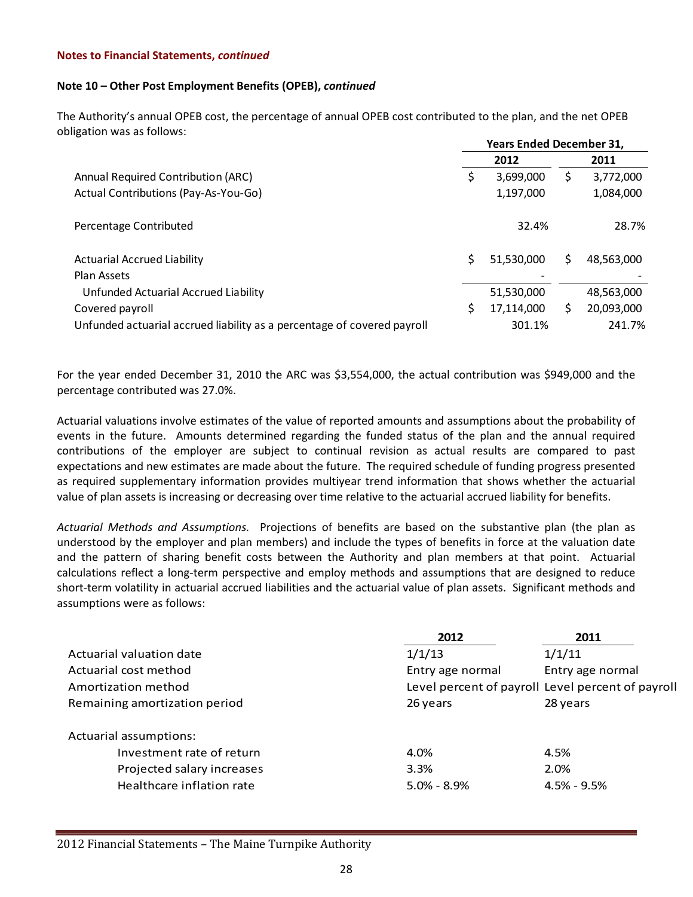**Notes to Financial Statements, *continued***

**Note 10 – Other Post Employment Benefits (OPEB), *continued***

The Authority's annual OPEB cost, the percentage of annual OPEB cost contributed to the plan, and the net OPEB obligation was as follows:

| | Years Ended December 31, | |
|---|---|---|
| | **2012** | **2011** |
| Annual Required Contribution (ARC) | $ 3,699,000 | $ 3,772,000 |
| Actual Contributions (Pay-As-You-Go) | 1,197,000 | 1,084,000 |
| Percentage Contributed | 32.4% | 28.7% |
| Actuarial Accrued Liability | $ 51,530,000 | $ 48,563,000 |
| Plan Assets | - | - |
| Unfunded Actuarial Accrued Liability | 51,530,000 | 48,563,000 |
| Covered payroll | $ 17,114,000 | $ 20,093,000 |
| Unfunded actuarial accrued liability as a percentage of covered payroll | 301.1% | 241.7% |

For the year ended December 31, 2010 the ARC was $3,554,000, the actual contribution was $949,000 and the percentage contributed was 27.0%.

Actuarial valuations involve estimates of the value of reported amounts and assumptions about the probability of events in the future. Amounts determined regarding the funded status of the plan and the annual required contributions of the employer are subject to continual revision as actual results are compared to past expectations and new estimates are made about the future. The required schedule of funding progress presented as required supplementary information provides multiyear trend information that shows whether the actuarial value of plan assets is increasing or decreasing over time relative to the actuarial accrued liability for benefits.

*Actuarial Methods and Assumptions.* Projections of benefits are based on the substantive plan (the plan as understood by the employer and plan members) and include the types of benefits in force at the valuation date and the pattern of sharing benefit costs between the Authority and plan members at that point. Actuarial calculations reflect a long-term perspective and employ methods and assumptions that are designed to reduce short-term volatility in actuarial accrued liabilities and the actuarial value of plan assets. Significant methods and assumptions were as follows:

| | **2012** | **2011** |
|---|---|---|
| Actuarial valuation date | 1/1/13 | 1/1/11 |
| Actuarial cost method | Entry age normal | Entry age normal |
| Amortization method | Level percent of payroll | Level percent of payroll |
| Remaining amortization period | 26 years | 28 years |
| Actuarial assumptions: | | |
| Investment rate of return | 4.0% | 4.5% |
| Projected salary increases | 3.3% | 2.0% |
| Healthcare inflation rate | 5.0% - 8.9% | 4.5% - 9.5% |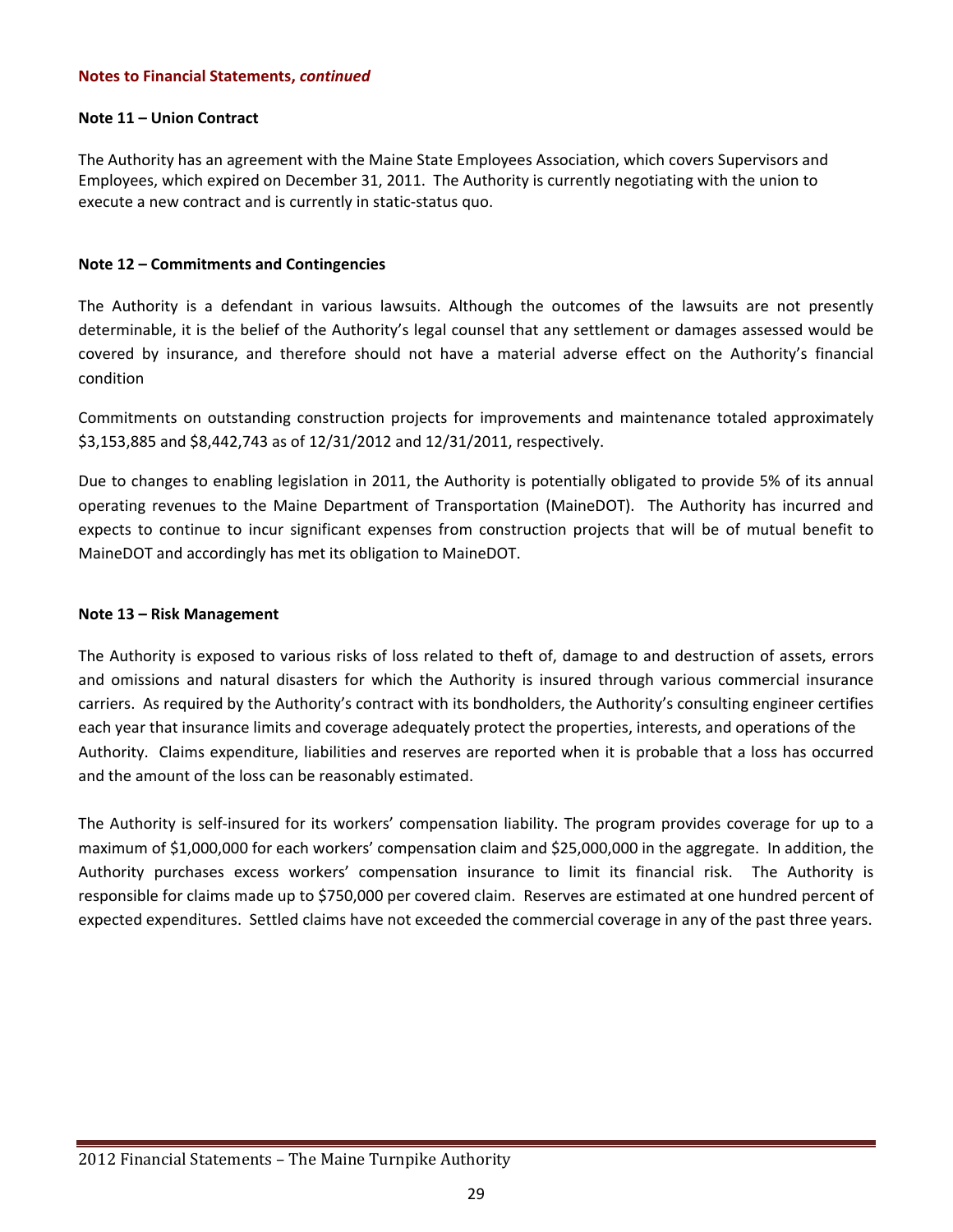**Notes to Financial Statements, *continued***

**Note 11 – Union Contract**

The Authority has an agreement with the Maine State Employees Association, which covers Supervisors and Employees, which expired on December 31, 2011. The Authority is currently negotiating with the union to execute a new contract and is currently in static-status quo.

**Note 12 – Commitments and Contingencies**

The Authority is a defendant in various lawsuits. Although the outcomes of the lawsuits are not presently determinable, it is the belief of the Authority's legal counsel that any settlement or damages assessed would be covered by insurance, and therefore should not have a material adverse effect on the Authority's financial condition

Commitments on outstanding construction projects for improvements and maintenance totaled approximately $3,153,885 and $8,442,743 as of 12/31/2012 and 12/31/2011, respectively.

Due to changes to enabling legislation in 2011, the Authority is potentially obligated to provide 5% of its annual operating revenues to the Maine Department of Transportation (MaineDOT). The Authority has incurred and expects to continue to incur significant expenses from construction projects that will be of mutual benefit to MaineDOT and accordingly has met its obligation to MaineDOT.

**Note 13 – Risk Management**

The Authority is exposed to various risks of loss related to theft of, damage to and destruction of assets, errors and omissions and natural disasters for which the Authority is insured through various commercial insurance carriers. As required by the Authority's contract with its bondholders, the Authority's consulting engineer certifies each year that insurance limits and coverage adequately protect the properties, interests, and operations of the Authority. Claims expenditure, liabilities and reserves are reported when it is probable that a loss has occurred and the amount of the loss can be reasonably estimated.

The Authority is self-insured for its workers' compensation liability. The program provides coverage for up to a maximum of $1,000,000 for each workers' compensation claim and $25,000,000 in the aggregate. In addition, the Authority purchases excess workers' compensation insurance to limit its financial risk. The Authority is responsible for claims made up to $750,000 per covered claim. Reserves are estimated at one hundred percent of expected expenditures. Settled claims have not exceeded the commercial coverage in any of the past three years.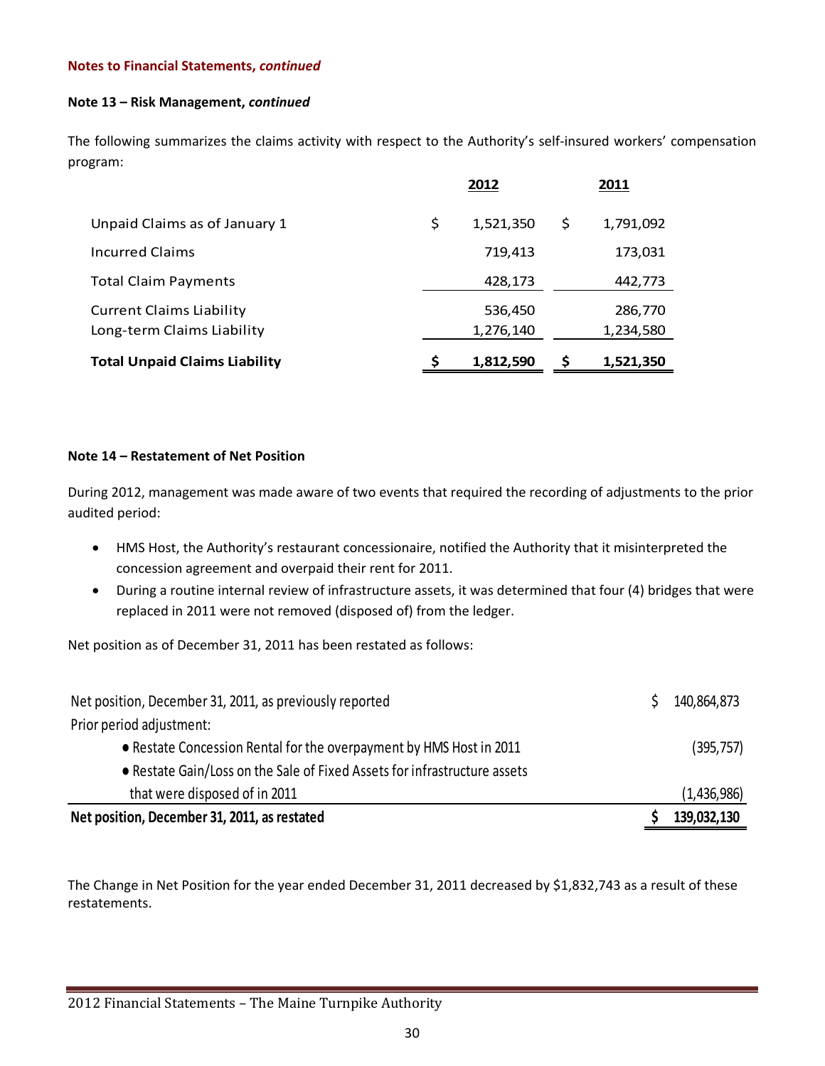**Notes to Financial Statements, *continued***

**Note 13 – Risk Management, *continued***

The following summarizes the claims activity with respect to the Authority's self-insured workers' compensation program:

| | 2012 | 2011 |
|---|---|---|
| Unpaid Claims as of January 1 | $ 1,521,350 | $ 1,791,092 |
| Incurred Claims | 719,413 | 173,031 |
| Total Claim Payments | 428,173 | 442,773 |
| Current Claims Liability | 536,450 | 286,770 |
| Long-term Claims Liability | 1,276,140 | 1,234,580 |
| **Total Unpaid Claims Liability** | **$ 1,812,590** | **$ 1,521,350** |

**Note 14 – Restatement of Net Position**

During 2012, management was made aware of two events that required the recording of adjustments to the prior audited period:

- HMS Host, the Authority's restaurant concessionaire, notified the Authority that it misinterpreted the concession agreement and overpaid their rent for 2011.
- During a routine internal review of infrastructure assets, it was determined that four (4) bridges that were replaced in 2011 were not removed (disposed of) from the ledger.

Net position as of December 31, 2011 has been restated as follows:

| | |
|---|---|
| Net position, December 31, 2011, as previously reported | $ 140,864,873 |
| Prior period adjustment: | |
| • Restate Concession Rental for the overpayment by HMS Host in 2011 | (395,757) |
| • Restate Gain/Loss on the Sale of Fixed Assets for infrastructure assets that were disposed of in 2011 | (1,436,986) |
| **Net position, December 31, 2011, as restated** | **$ 139,032,130** |

The Change in Net Position for the year ended December 31, 2011 decreased by $1,832,743 as a result of these restatements.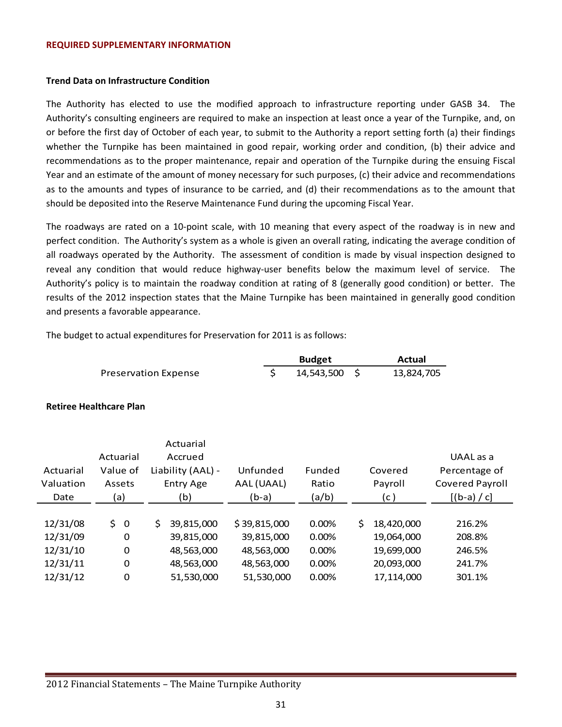## REQUIRED SUPPLEMENTARY INFORMATION

### Trend Data on Infrastructure Condition

The Authority has elected to use the modified approach to infrastructure reporting under GASB 34. The Authority's consulting engineers are required to make an inspection at least once a year of the Turnpike, and, on or before the first day of October of each year, to submit to the Authority a report setting forth (a) their findings whether the Turnpike has been maintained in good repair, working order and condition, (b) their advice and recommendations as to the proper maintenance, repair and operation of the Turnpike during the ensuing Fiscal Year and an estimate of the amount of money necessary for such purposes, (c) their advice and recommendations as to the amounts and types of insurance to be carried, and (d) their recommendations as to the amount that should be deposited into the Reserve Maintenance Fund during the upcoming Fiscal Year.

The roadways are rated on a 10-point scale, with 10 meaning that every aspect of the roadway is in new and perfect condition. The Authority's system as a whole is given an overall rating, indicating the average condition of all roadways operated by the Authority. The assessment of condition is made by visual inspection designed to reveal any condition that would reduce highway-user benefits below the maximum level of service. The Authority's policy is to maintain the roadway condition at rating of 8 (generally good condition) or better. The results of the 2012 inspection states that the Maine Turnpike has been maintained in generally good condition and presents a favorable appearance.

The budget to actual expenditures for Preservation for 2011 is as follows:

| | Budget | Actual |
|---|---|---|
| Preservation Expense | $ 14,543,500 | $ 13,824,705 |

### Retiree Healthcare Plan

| Actuarial Valuation Date | Actuarial Value of Assets (a) | Actuarial Accrued Liability (AAL) - Entry Age (b) | Unfunded AAL (UAAL) (b-a) | Funded Ratio (a/b) | Covered Payroll (c) | UAAL as a Percentage of Covered Payroll [(b-a) / c] |
|---|---|---|---|---|---|---|
| 12/31/08 | $ 0 | $ 39,815,000 | $ 39,815,000 | 0.00% | $ 18,420,000 | 216.2% |
| 12/31/09 | 0 | 39,815,000 | 39,815,000 | 0.00% | 19,064,000 | 208.8% |
| 12/31/10 | 0 | 48,563,000 | 48,563,000 | 0.00% | 19,699,000 | 246.5% |
| 12/31/11 | 0 | 48,563,000 | 48,563,000 | 0.00% | 20,093,000 | 241.7% |
| 12/31/12 | 0 | 51,530,000 | 51,530,000 | 0.00% | 17,114,000 | 301.1% |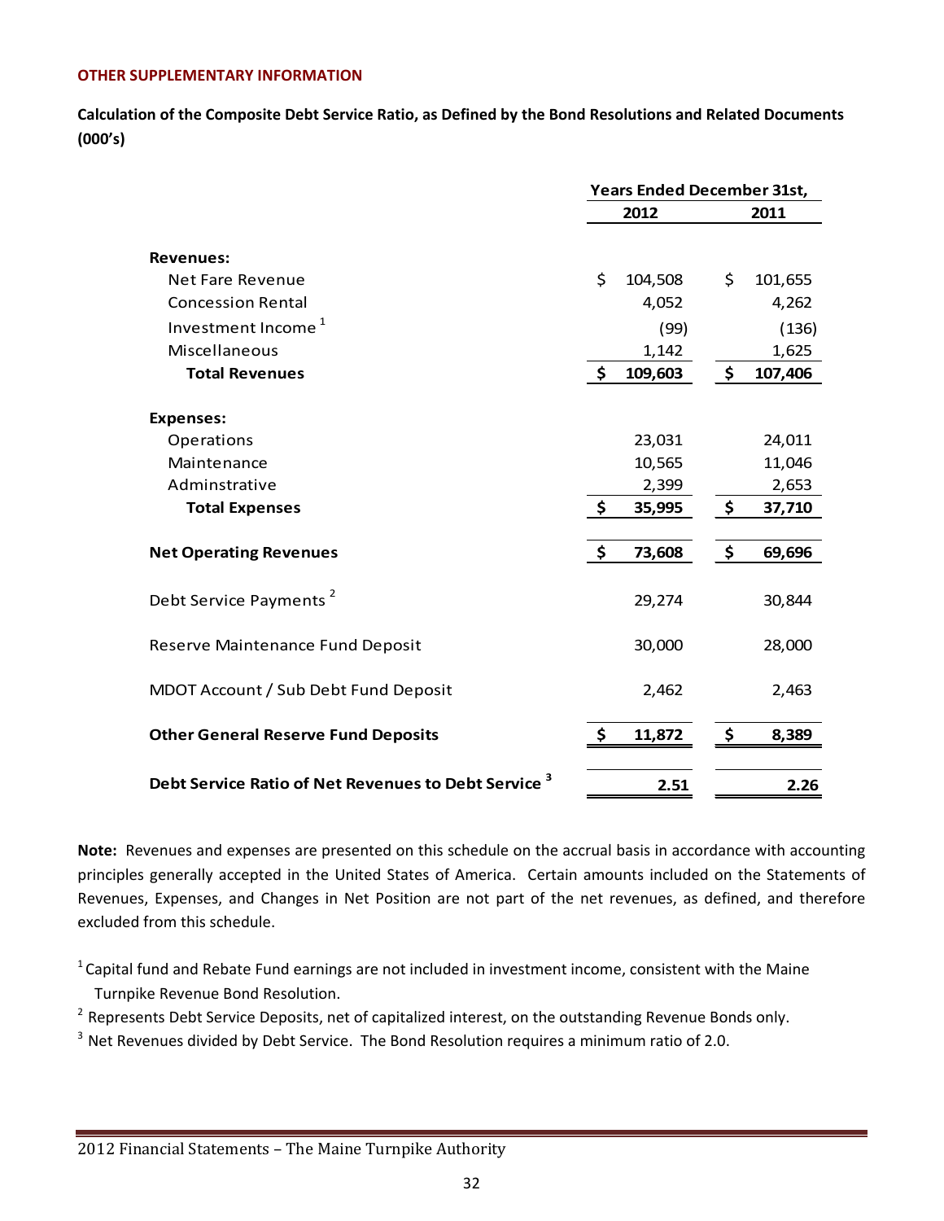**OTHER SUPPLEMENTARY INFORMATION**

**Calculation of the Composite Debt Service Ratio, as Defined by the Bond Resolutions and Related Documents (000's)**

| | Years Ended December 31st, | |
|---|---|---|
| | **2012** | **2011** |
| **Revenues:** | | |
| Net Fare Revenue | $ 104,508 | $ 101,655 |
| Concession Rental | 4,052 | 4,262 |
| Investment Income [1] | (99) | (136) |
| Miscellaneous | 1,142 | 1,625 |
| **Total Revenues** | **$ 109,603** | **$ 107,406** |
| **Expenses:** | | |
| Operations | 23,031 | 24,011 |
| Maintenance | 10,565 | 11,046 |
| Adminstrative | 2,399 | 2,653 |
| **Total Expenses** | **$ 35,995** | **$ 37,710** |
| **Net Operating Revenues** | **$ 73,608** | **$ 69,696** |
| Debt Service Payments [2] | 29,274 | 30,844 |
| Reserve Maintenance Fund Deposit | 30,000 | 28,000 |
| MDOT Account / Sub Debt Fund Deposit | 2,462 | 2,463 |
| **Other General Reserve Fund Deposits** | **$ 11,872** | **$ 8,389** |
| **Debt Service Ratio of Net Revenues to Debt Service [3]** | **2.51** | **2.26** |

**Note:** Revenues and expenses are presented on this schedule on the accrual basis in accordance with accounting principles generally accepted in the United States of America. Certain amounts included on the Statements of Revenues, Expenses, and Changes in Net Position are not part of the net revenues, as defined, and therefore excluded from this schedule.

[1] Capital fund and Rebate Fund earnings are not included in investment income, consistent with the Maine Turnpike Revenue Bond Resolution.

[2] Represents Debt Service Deposits, net of capitalized interest, on the outstanding Revenue Bonds only.

[3] Net Revenues divided by Debt Service. The Bond Resolution requires a minimum ratio of 2.0.